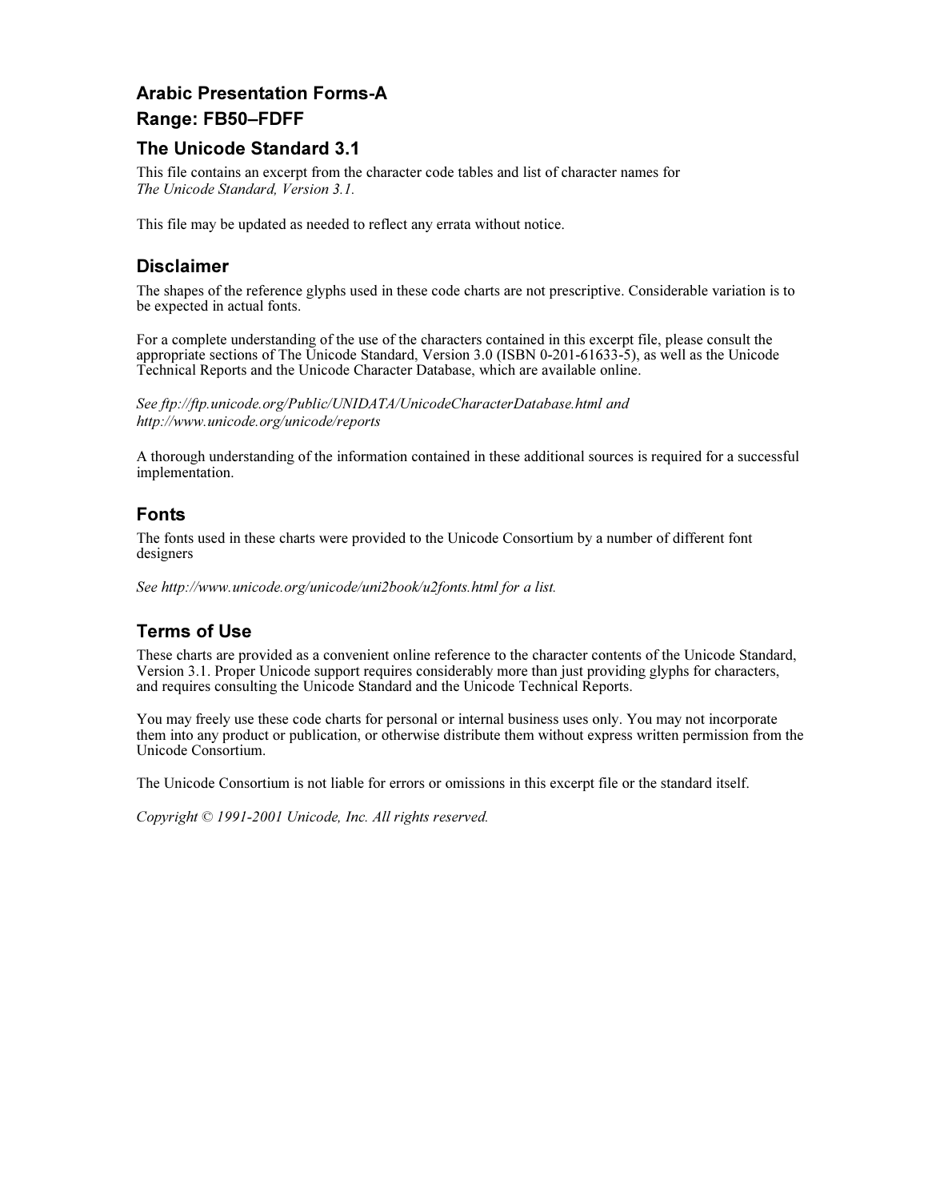## Arabic Presentation Forms-A

## Range: FB50–FDFF

## The Unicode Standard 3.1

This file contains an excerpt from the character code tables and list of character names for *The Unicode Standard, Version 3.1.*

This file may be updated as needed to reflect any errata without notice.

### Disclaimer

The shapes of the reference glyphs used in these code charts are not prescriptive. Considerable variation is to be expected in actual fonts.

For a complete understanding of the use of the characters contained in this excerpt file, please consult the appropriate sections of The Unicode Standard, Version 3.0 (ISBN 0-201-61633-5), as well as the Unicode Technical Reports and the Unicode Character Database, which are available online.

*See ftp://ftp.unicode.org/Public/UNIDATA/UnicodeCharacterDatabase.html and http://www.unicode.org/unicode/reports*

A thorough understanding of the information contained in these additional sources is required for a successful implementation.

### Fonts

The fonts used in these charts were provided to the Unicode Consortium by a number of different font designers

*See http://www.unicode.org/unicode/uni2book/u2fonts.html for a list.*

### Terms of Use

These charts are provided as a convenient online reference to the character contents of the Unicode Standard, Version 3.1. Proper Unicode support requires considerably more than just providing glyphs for characters, and requires consulting the Unicode Standard and the Unicode Technical Reports.

You may freely use these code charts for personal or internal business uses only. You may not incorporate them into any product or publication, or otherwise distribute them without express written permission from the Unicode Consortium.

The Unicode Consortium is not liable for errors or omissions in this excerpt file or the standard itself.

*Copyright © 1991-2001 Unicode, Inc. All rights reserved.*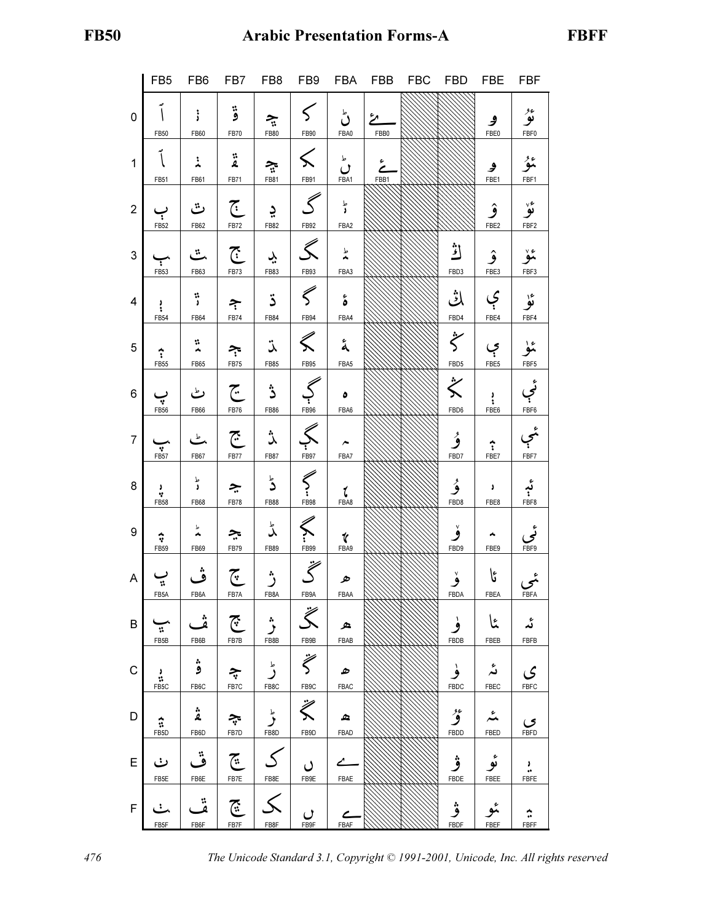# Arabic Presentation Forms-A

| | FB5 | FB6 | FB7 | FB8 | FB9 | FBA | FBB | FBC | FBD | FBE | FBF |
|---|---|---|---|---|---|---|---|---|---|---|---|
| 0 | ﭐ FB50 | ﭠ FB60 | ﭰ FB70 | ﮀ FB80 | ﮐ FB90 | ﮠ FBA0 | ﮰ FBB0 | | | ﯠ FBE0 | ﯰ FBF0 |
| 1 | ﭑ FB51 | ﭡ FB61 | ﭱ FB71 | ﮁ FB81 | ﮑ FB91 | ﮡ FBA1 | ﮱ FBB1 | | | ﯡ FBE1 | ﯱ FBF1 |
| 2 | ﭒ FB52 | ﭢ FB62 | ﭲ FB72 | ﮂ FB82 | ﮒ FB92 | ﮢ FBA2 | | | | ﯢ FBE2 | ﯲ FBF2 |
| 3 | ﭓ FB53 | ﭣ FB63 | ﭳ FB73 | ﮃ FB83 | ﮓ FB93 | ﮣ FBA3 | | | ﯓ FBD3 | ﯣ FBE3 | ﯳ FBF3 |
| 4 | ﭔ FB54 | ﭤ FB64 | ﭴ FB74 | ﮄ FB84 | ﮔ FB94 | ﮤ FBA4 | | | ﯔ FBD4 | ﯤ FBE4 | ﯴ FBF4 |
| 5 | ﭕ FB55 | ﭥ FB65 | ﭵ FB75 | ﮅ FB85 | ﮕ FB95 | ﮥ FBA5 | | | ﯕ FBD5 | ﯥ FBE5 | ﯵ FBF5 |
| 6 | ﭖ FB56 | ﭦ FB66 | ﭶ FB76 | ﮆ FB86 | ﮖ FB96 | ﮦ FBA6 | | | ﯖ FBD6 | ﯦ FBE6 | ﯶ FBF6 |
| 7 | ﭗ FB57 | ﭧ FB67 | ﭷ FB77 | ﮇ FB87 | ﮗ FB97 | ﮧ FBA7 | | | ﯗ FBD7 | ﯧ FBE7 | ﯷ FBF7 |
| 8 | ﭘ FB58 | ﭨ FB68 | ﭸ FB78 | ﮈ FB88 | ﮘ FB98 | ﮨ FBA8 | | | ﯘ FBD8 | ﯨ FBE8 | ﯸ FBF8 |
| 9 | ﭙ FB59 | ﭩ FB69 | ﭹ FB79 | ﮉ FB89 | ﮙ FB99 | ﮩ FBA9 | | | ﯙ FBD9 | ﯩ FBE9 | ﯹ FBF9 |
| A | ﭚ FB5A | ﭪ FB6A | ﭺ FB7A | ﮊ FB8A | ﮚ FB9A | ﮪ FBAA | | | ﯚ FBDA | ﯪ FBEA | ﯺ FBFA |
| B | ﭛ FB5B | ﭫ FB6B | ﭻ FB7B | ﮋ FB8B | ﮛ FB9B | ﮫ FBAB | | | ﯛ FBDB | ﯫ FBEB | ﯻ FBFB |
| C | ﭜ FB5C | ﭬ FB6C | ﭼ FB7C | ﮌ FB8C | ﮜ FB9C | ﮬ FBAC | | | ﯜ FBDC | ﯬ FBEC | ﯼ FBFC |
| D | ﭝ FB5D | ﭭ FB6D | ﭽ FB7D | ﮍ FB8D | ﮝ FB9D | ﮭ FBAD | | | ﯝ FBDD | ﯭ FBED | ﯽ FBFD |
| E | ﭞ FB5E | ﭮ FB6E | ﭾ FB7E | ﮎ FB8E | ﮞ FB9E | ﮮ FBAE | | | ﯞ FBDE | ﯮ FBEE | ﯾ FBFE |
| F | ﭟ FB5F | ﭯ FB6F | ﭿ FB7F | ﮏ FB8F | ﮟ FB9F | ﮯ FBAF | | | ﯟ FBDF | ﯯ FBEF | ﯿ FBFF |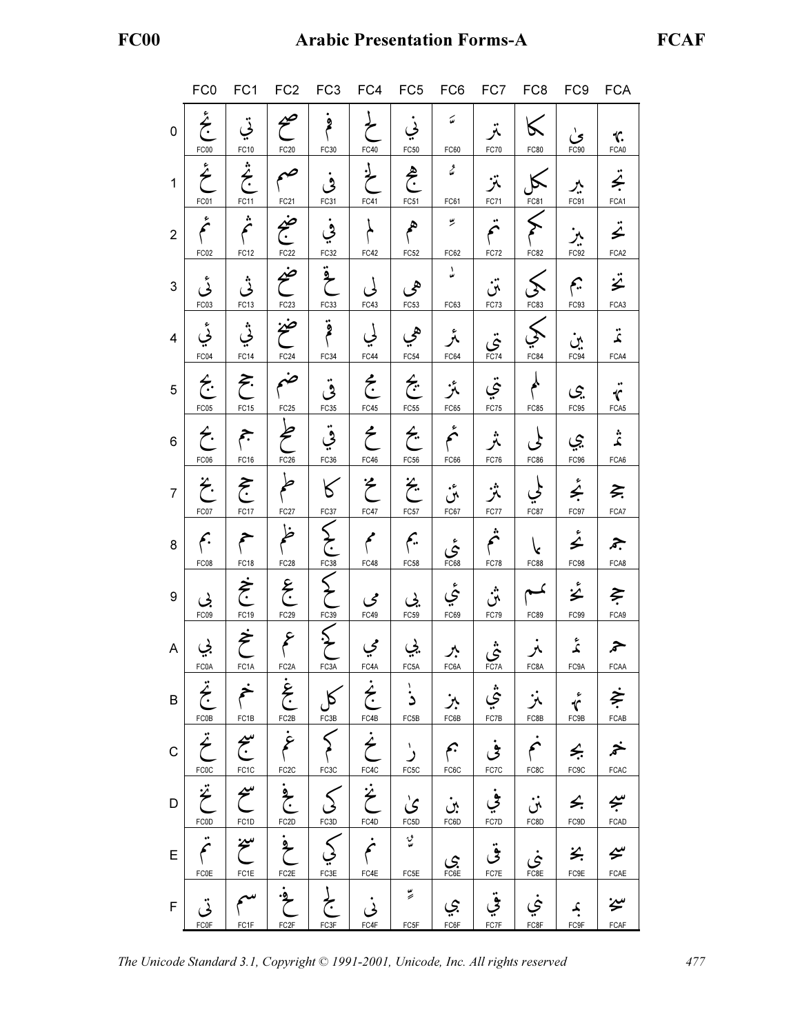# Arabic Presentation Forms-A

| | FC0 | FC1 | FC2 | FC3 | FC4 | FC5 | FC6 | FC7 | FC8 | FC9 | FCA |
|---|---|---|---|---|---|---|---|---|---|---|---|
| 0 | ﰀ FC00 | ﰐ FC10 | ﰠ FC20 | ﰰ FC30 | ﱀ FC40 | ﱐ FC50 | ﱠ FC60 | ﱰ FC70 | ﲀ FC80 | ﲐ FC90 | ﲠ FCA0 |
| 1 | ﰁ FC01 | ﰑ FC11 | ﰡ FC21 | ﰱ FC31 | ﱁ FC41 | ﱑ FC51 | ﱡ FC61 | ﱱ FC71 | ﲁ FC81 | ﲑ FC91 | ﲡ FCA1 |
| 2 | ﰂ FC02 | ﰒ FC12 | ﰢ FC22 | ﰲ FC32 | ﱂ FC42 | ﱒ FC52 | ﱢ FC62 | ﱲ FC72 | ﲂ FC82 | ﲒ FC92 | ﲢ FCA2 |
| 3 | ﰃ FC03 | ﰓ FC13 | ﰣ FC23 | ﰳ FC33 | ﱃ FC43 | ﱓ FC53 | ﱣ FC63 | ﱳ FC73 | ﲃ FC83 | ﲓ FC93 | ﲣ FCA3 |
| 4 | ﰄ FC04 | ﰔ FC14 | ﰤ FC24 | ﰴ FC34 | ﱄ FC44 | ﱔ FC54 | ﱤ FC64 | ﱴ FC74 | ﲄ FC84 | ﲔ FC94 | ﲤ FCA4 |
| 5 | ﰅ FC05 | ﰕ FC15 | ﰥ FC25 | ﰵ FC35 | ﱅ FC45 | ﱕ FC55 | ﱥ FC65 | ﱵ FC75 | ﲅ FC85 | ﲕ FC95 | ﲥ FCA5 |
| 6 | ﰆ FC06 | ﰖ FC16 | ﰦ FC26 | ﰶ FC36 | ﱆ FC46 | ﱖ FC56 | ﱦ FC66 | ﱶ FC76 | ﲆ FC86 | ﲖ FC96 | ﲦ FCA6 |
| 7 | ﰇ FC07 | ﰗ FC17 | ﰧ FC27 | ﰷ FC37 | ﱇ FC47 | ﱗ FC57 | ﱧ FC67 | ﱷ FC77 | ﲇ FC87 | ﲗ FC97 | ﲧ FCA7 |
| 8 | ﰈ FC08 | ﰘ FC18 | ﰨ FC28 | ﰸ FC38 | ﱈ FC48 | ﱘ FC58 | ﱨ FC68 | ﱸ FC78 | ﲈ FC88 | ﲘ FC98 | ﲨ FCA8 |
| 9 | ﰉ FC09 | ﰙ FC19 | ﰩ FC29 | ﰹ FC39 | ﱉ FC49 | ﱙ FC59 | ﱩ FC69 | ﱹ FC79 | ﲉ FC89 | ﲙ FC99 | ﲩ FCA9 |
| A | ﰊ FC0A | ﰚ FC1A | ﰪ FC2A | ﰺ FC3A | ﱊ FC4A | ﱚ FC5A | ﱪ FC6A | ﱺ FC7A | ﲊ FC8A | ﲚ FC9A | ﲪ FCAA |
| B | ﰋ FC0B | ﰛ FC1B | ﰫ FC2B | ﰻ FC3B | ﱋ FC4B | ﱛ FC5B | ﱫ FC6B | ﱻ FC7B | ﲋ FC8B | ﲛ FC9B | ﲫ FCAB |
| C | ﰌ FC0C | ﰜ FC1C | ﰬ FC2C | ﰼ FC3C | ﱌ FC4C | ﱜ FC5C | ﱬ FC6C | ﱼ FC7C | ﲌ FC8C | ﲜ FC9C | ﲬ FCAC |
| D | ﰍ FC0D | ﰝ FC1D | ﰭ FC2D | ﰽ FC3D | ﱍ FC4D | ﱝ FC5D | ﱭ FC6D | ﱽ FC7D | ﲍ FC8D | ﲝ FC9D | ﲭ FCAD |
| E | ﰎ FC0E | ﰞ FC1E | ﰮ FC2E | ﰾ FC3E | ﱎ FC4E | ﱞ FC5E | ﱮ FC6E | ﱾ FC7E | ﲎ FC8E | ﲞ FC9E | ﲮ FCAE |
| F | ﰏ FC0F | ﰟ FC1F | ﰯ FC2F | ﰿ FC3F | ﱏ FC4F | ﱟ FC5F | ﱯ FC6F | ﱿ FC7F | ﲏ FC8F | ﲟ FC9F | ﲯ FCAF |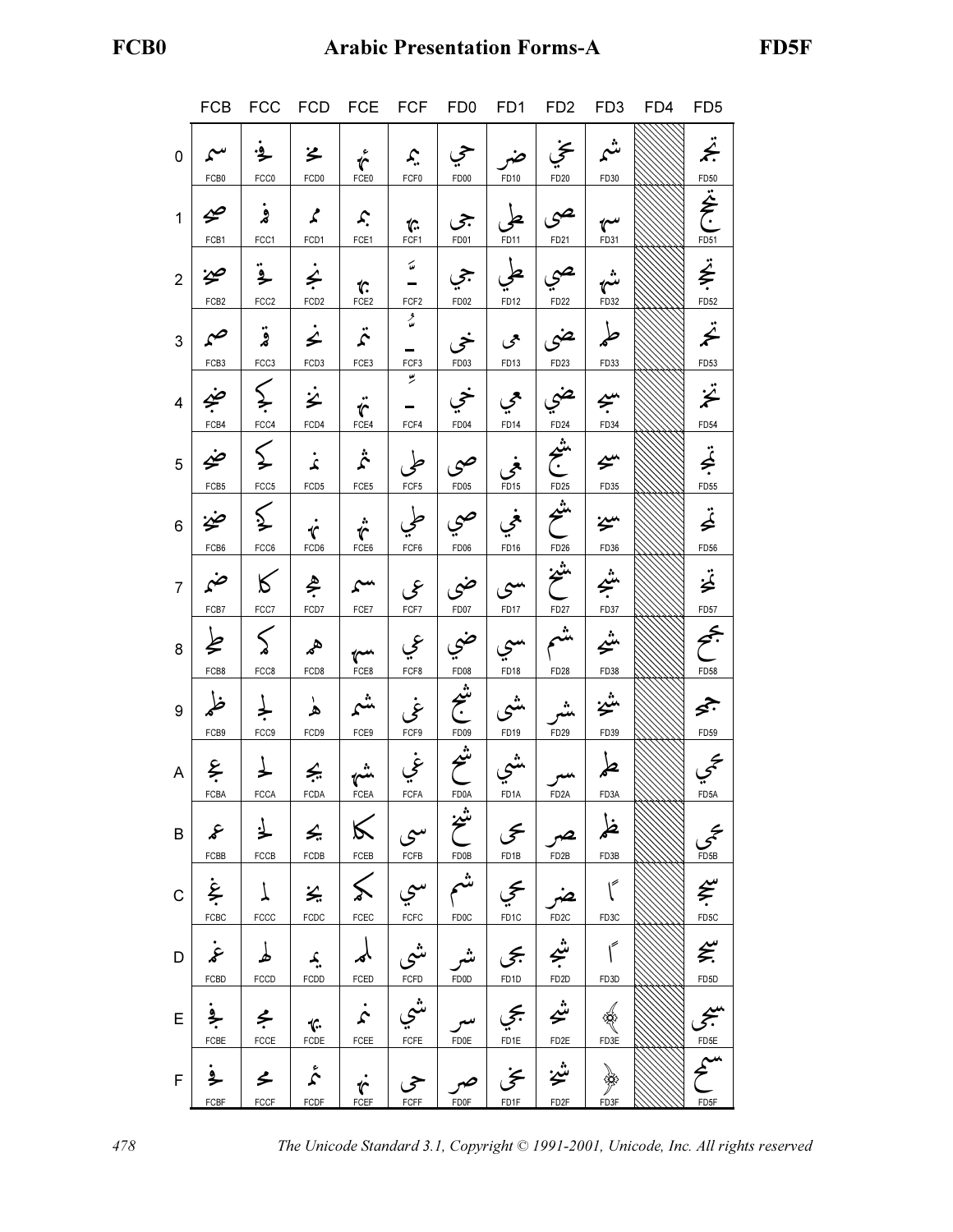| | FCB | FCC | FCD | FCE | FCF | FD0 | FD1 | FD2 | FD3 | FD4 | FD5 |
|---|---|---|---|---|---|---|---|---|---|---|---|
| 0 | ﲰ FCB0 | ﳀ FCC0 | ﳐ FCD0 | ﳠ FCE0 | ﳰ FCF0 | ﴀ FD00 | ﴐ FD10 | ﴠ FD20 | ﴰ FD30 | | ﵐ FD50 |
| 1 | ﲱ FCB1 | ﳁ FCC1 | ﳑ FCD1 | ﳡ FCE1 | ﳱ FCF1 | ﴁ FD01 | ﴑ FD11 | ﴡ FD21 | ﴱ FD31 | | ﵑ FD51 |
| 2 | ﲲ FCB2 | ﳂ FCC2 | ﳒ FCD2 | ﳢ FCE2 | ﳲ FCF2 | ﴂ FD02 | ﴒ FD12 | ﴢ FD22 | ﴲ FD32 | | ﵒ FD52 |
| 3 | ﲳ FCB3 | ﳃ FCC3 | ﳓ FCD3 | ﳣ FCE3 | ﳳ FCF3 | ﴃ FD03 | ﴓ FD13 | ﴣ FD23 | ﴳ FD33 | | ﵓ FD53 |
| 4 | ﲴ FCB4 | ﳄ FCC4 | ﳔ FCD4 | ﳤ FCE4 | ﳴ FCF4 | ﴄ FD04 | ﴔ FD14 | ﴤ FD24 | ﴴ FD34 | | ﵔ FD54 |
| 5 | ﲵ FCB5 | ﳅ FCC5 | ﳕ FCD5 | ﳥ FCE5 | ﳵ FCF5 | ﴅ FD05 | ﴕ FD15 | ﴥ FD25 | ﴵ FD35 | | ﵕ FD55 |
| 6 | ﲶ FCB6 | ﳆ FCC6 | ﳖ FCD6 | ﳦ FCE6 | ﳶ FCF6 | ﴆ FD06 | ﴖ FD16 | ﴦ FD26 | ﴶ FD36 | | ﵖ FD56 |
| 7 | ﲷ FCB7 | ﳇ FCC7 | ﳗ FCD7 | ﳧ FCE7 | ﳷ FCF7 | ﴇ FD07 | ﴗ FD17 | ﴧ FD27 | ﴷ FD37 | | ﵗ FD57 |
| 8 | ﲸ FCB8 | ﳈ FCC8 | ﳘ FCD8 | ﳨ FCE8 | ﳸ FCF8 | ﴈ FD08 | ﴘ FD18 | ﴨ FD28 | ﴸ FD38 | | ﵘ FD58 |
| 9 | ﲹ FCB9 | ﳉ FCC9 | ﳙ FCD9 | ﳩ FCE9 | ﳹ FCF9 | ﴉ FD09 | ﴙ FD19 | ﴩ FD29 | ﴹ FD39 | | ﵙ FD59 |
| A | ﲺ FCBA | ﳊ FCCA | ﳚ FCDA | ﳪ FCEA | ﳺ FCFA | ﴊ FD0A | ﴚ FD1A | ﴪ FD2A | ﴺ FD3A | | ﵚ FD5A |
| B | ﲻ FCBB | ﳋ FCCB | ﳛ FCDB | ﳫ FCEB | ﳻ FCFB | ﴋ FD0B | ﴛ FD1B | ﴫ FD2B | ﴻ FD3B | | ﵛ FD5B |
| C | ﲼ FCBC | ﳌ FCCC | ﳜ FCDC | ﳬ FCEC | ﳼ FCFC | ﴌ FD0C | ﴜ FD1C | ﴬ FD2C | ﴼ FD3C | | ﵜ FD5C |
| D | ﲽ FCBD | ﳍ FCCD | ﳝ FCDD | ﳭ FCED | ﳽ FCFD | ﴍ FD0D | ﴝ FD1D | ﴭ FD2D | ﴽ FD3D | | ﵝ FD5D |
| E | ﲾ FCBE | ﳎ FCCE | ﳞ FCDE | ﳮ FCEE | ﳾ FCFE | ﴎ FD0E | ﴞ FD1E | ﴮ FD2E | ﴾ FD3E | | ﵞ FD5E |
| F | ﲿ FCBF | ﳏ FCCF | ﳟ FCDF | ﳯ FCEF | ﳿ FCFF | ﴏ FD0F | ﴟ FD1F | ﴯ FD2F | ﴿ FD3F | | ﵟ FD5F |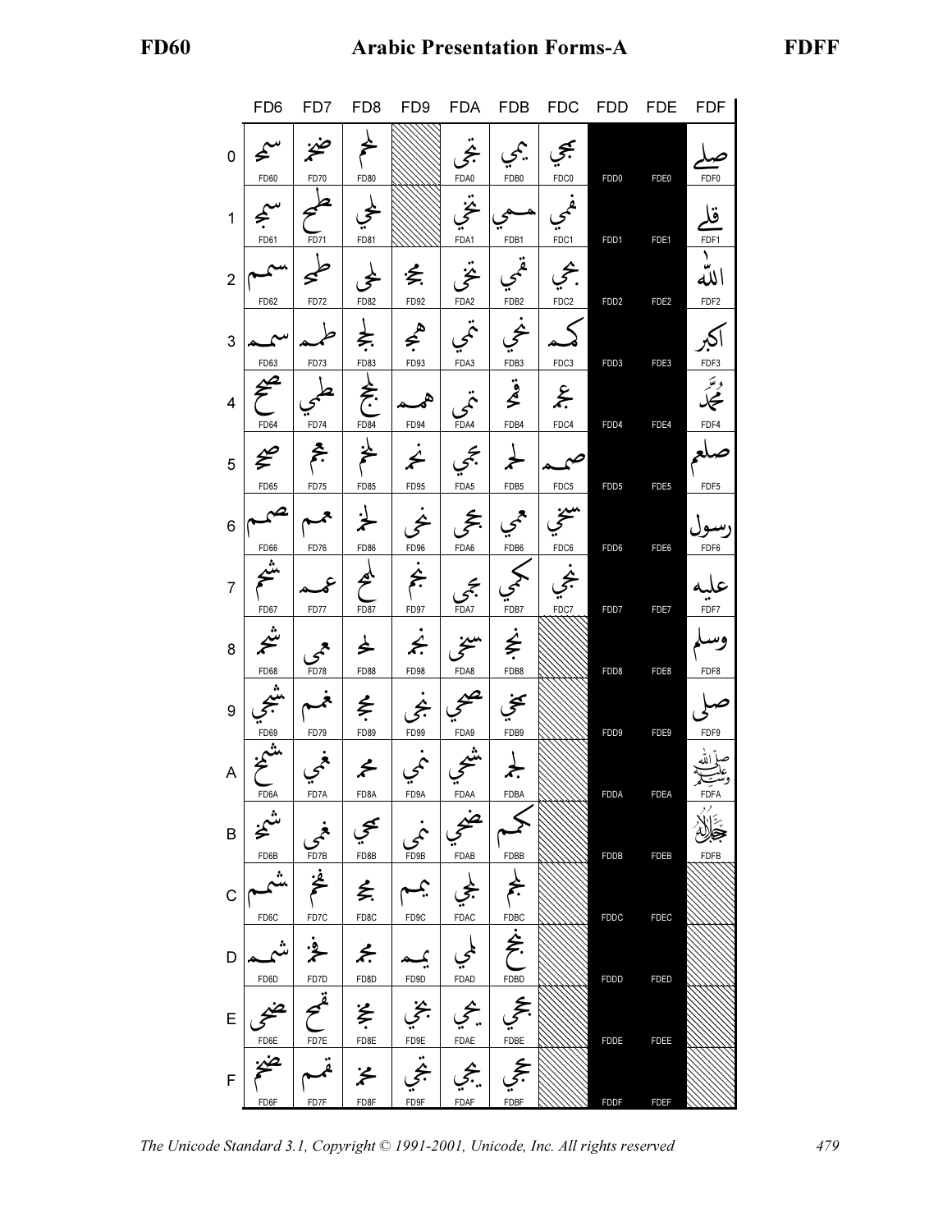# Arabic Presentation Forms-A (FD60–FDFF)

| | FD6 | FD7 | FD8 | FD9 | FDA | FDB | FDC | FDD | FDE | FDF |
|---|---|---|---|---|---|---|---|---|---|---|
| 0 | ﵠ FD60 | ﵰ FD70 | ﶀ FD80 | | ﶠ FDA0 | ﶰ FDB0 | ﷀ FDC0 | FDD0 | FDE0 | ﷰ FDF0 |
| 1 | ﵡ FD61 | ﵱ FD71 | ﶁ FD81 | | ﶡ FDA1 | ﶱ FDB1 | ﷁ FDC1 | FDD1 | FDE1 | ﷱ FDF1 |
| 2 | ﵢ FD62 | ﵲ FD72 | ﶂ FD82 | ﶒ FD92 | ﶢ FDA2 | ﶲ FDB2 | ﷂ FDC2 | FDD2 | FDE2 | ﷲ FDF2 |
| 3 | ﵣ FD63 | ﵳ FD73 | ﶃ FD83 | ﶓ FD93 | ﶣ FDA3 | ﶳ FDB3 | ﷃ FDC3 | FDD3 | FDE3 | ﷳ FDF3 |
| 4 | ﵤ FD64 | ﵴ FD74 | ﶄ FD84 | ﶔ FD94 | ﶤ FDA4 | ﶴ FDB4 | ﷄ FDC4 | FDD4 | FDE4 | ﷴ FDF4 |
| 5 | ﵥ FD65 | ﵵ FD75 | ﶅ FD85 | ﶕ FD95 | ﶥ FDA5 | ﶵ FDB5 | ﷅ FDC5 | FDD5 | FDE5 | ﷵ FDF5 |
| 6 | ﵦ FD66 | ﵶ FD76 | ﶆ FD86 | ﶖ FD96 | ﶦ FDA6 | ﶶ FDB6 | ﷆ FDC6 | FDD6 | FDE6 | ﷶ FDF6 |
| 7 | ﵧ FD67 | ﵷ FD77 | ﶇ FD87 | ﶗ FD97 | ﶧ FDA7 | ﶷ FDB7 | ﷇ FDC7 | FDD7 | FDE7 | ﷷ FDF7 |
| 8 | ﵨ FD68 | ﵸ FD78 | ﶈ FD88 | ﶘ FD98 | ﶨ FDA8 | ﶸ FDB8 | | FDD8 | FDE8 | ﷸ FDF8 |
| 9 | ﵩ FD69 | ﵹ FD79 | ﶉ FD89 | ﶙ FD99 | ﶩ FDA9 | ﶹ FDB9 | | FDD9 | FDE9 | ﷹ FDF9 |
| A | ﵪ FD6A | ﵺ FD7A | ﶊ FD8A | ﶚ FD9A | ﶪ FDAA | ﶺ FDBA | | FDDA | FDEA | ﷺ FDFA |
| B | ﵫ FD6B | ﵻ FD7B | ﶋ FD8B | ﶛ FD9B | ﶫ FDAB | ﶻ FDBB | | FDDB | FDEB | ﷻ FDFB |
| C | ﵬ FD6C | ﵼ FD7C | ﶌ FD8C | ﶜ FD9C | ﶬ FDAC | ﶼ FDBC | | FDDC | FDEC | |
| D | ﵭ FD6D | ﵽ FD7D | ﶍ FD8D | ﶝ FD9D | ﶭ FDAD | ﶽ FDBD | | FDDD | FDED | |
| E | ﵮ FD6E | ﵾ FD7E | ﶎ FD8E | ﶞ FD9E | ﶮ FDAE | ﶾ FDBE | | FDDE | FDEE | |
| F | ﵯ FD6F | ﵿ FD7F | ﶏ FD8F | ﶟ FD9F | ﶯ FDAF | ﶿ FDBF | | FDDF | FDEF | |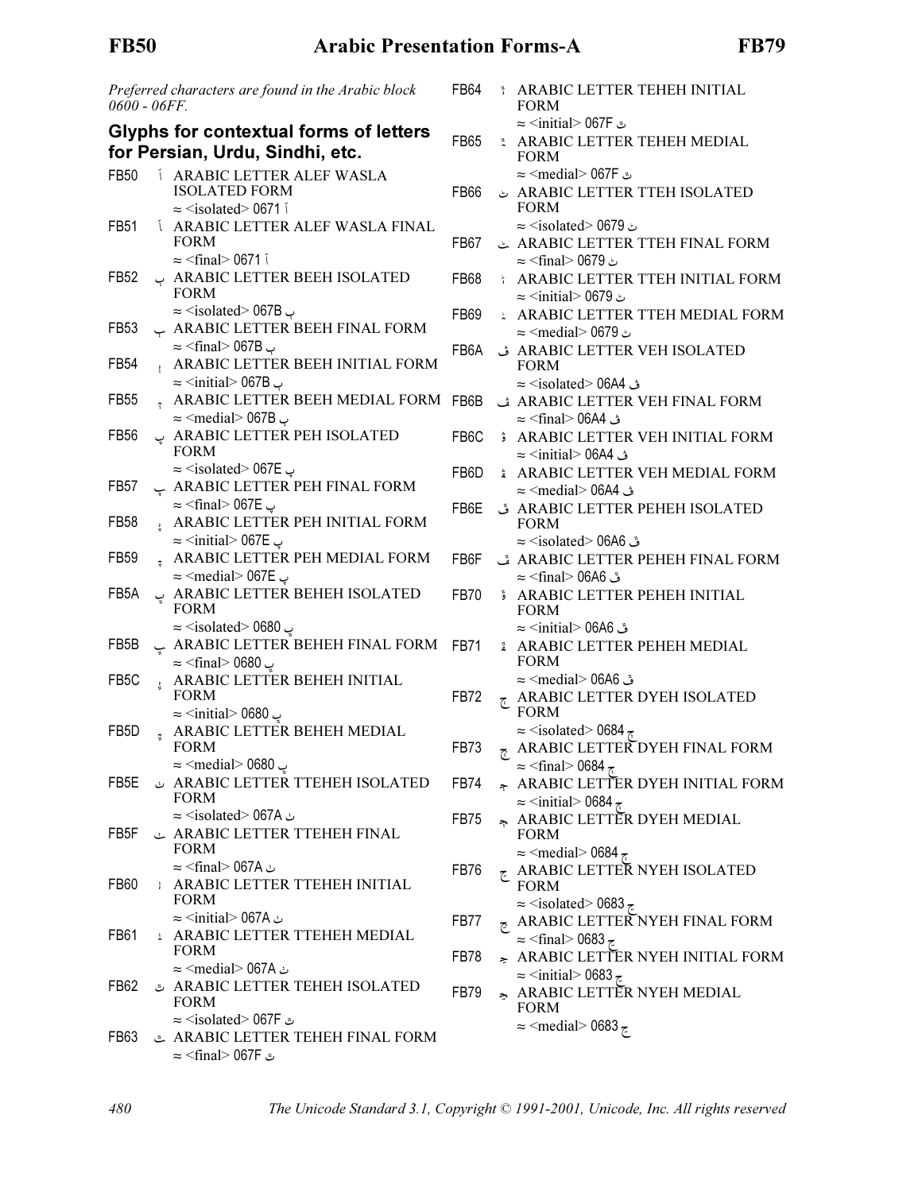*Preferred characters are found in the Arabic block 0600 - 06FF.*

## Glyphs for contextual forms of letters for Persian, Urdu, Sindhi, etc.

FB50 ﭐ ARABIC LETTER ALEF WASLA ISOLATED FORM
≈ <isolated> 0671 ٱ

FB51 ﭑ ARABIC LETTER ALEF WASLA FINAL FORM
≈ <final> 0671 ٱ

FB52 ﭒ ARABIC LETTER BEEH ISOLATED FORM
≈ <isolated> 067B ٻ

FB53 ﭓ ARABIC LETTER BEEH FINAL FORM
≈ <final> 067B ٻ

FB54 ﭔ ARABIC LETTER BEEH INITIAL FORM
≈ <initial> 067B ٻ

FB55 ﭕ ARABIC LETTER BEEH MEDIAL FORM
≈ <medial> 067B ٻ

FB56 ﭖ ARABIC LETTER PEH ISOLATED FORM
≈ <isolated> 067E پ

FB57 ﭗ ARABIC LETTER PEH FINAL FORM
≈ <final> 067E پ

FB58 ﭘ ARABIC LETTER PEH INITIAL FORM
≈ <initial> 067E پ

FB59 ﭙ ARABIC LETTER PEH MEDIAL FORM
≈ <medial> 067E پ

FB5A ﭚ ARABIC LETTER BEHEH ISOLATED FORM
≈ <isolated> 0680 ڀ

FB5B ﭛ ARABIC LETTER BEHEH FINAL FORM
≈ <final> 0680 ڀ

FB5C ﭜ ARABIC LETTER BEHEH INITIAL FORM
≈ <initial> 0680 ڀ

FB5D ﭝ ARABIC LETTER BEHEH MEDIAL FORM
≈ <medial> 0680 ڀ

FB5E ﭞ ARABIC LETTER TTEHEH ISOLATED FORM
≈ <isolated> 067A ٺ

FB5F ﭟ ARABIC LETTER TTEHEH FINAL FORM
≈ <final> 067A ٺ

FB60 ﭠ ARABIC LETTER TTEHEH INITIAL FORM
≈ <initial> 067A ٺ

FB61 ﭡ ARABIC LETTER TTEHEH MEDIAL FORM
≈ <medial> 067A ٺ

FB62 ﭢ ARABIC LETTER TEHEH ISOLATED FORM
≈ <isolated> 067F ٿ

FB63 ﭣ ARABIC LETTER TEHEH FINAL FORM
≈ <final> 067F ٿ

FB64 ﭤ ARABIC LETTER TEHEH INITIAL FORM
≈ <initial> 067F ٿ

FB65 ﭥ ARABIC LETTER TEHEH MEDIAL FORM
≈ <medial> 067F ٿ

FB66 ﭦ ARABIC LETTER TTEH ISOLATED FORM
≈ <isolated> 0679 ٹ

FB67 ﭧ ARABIC LETTER TTEH FINAL FORM
≈ <final> 0679 ٹ

FB68 ﭨ ARABIC LETTER TTEH INITIAL FORM
≈ <initial> 0679 ٹ

FB69 ﭩ ARABIC LETTER TTEH MEDIAL FORM
≈ <medial> 0679 ٹ

FB6A ﭪ ARABIC LETTER VEH ISOLATED FORM
≈ <isolated> 06A4 ڤ

FB6B ﭫ ARABIC LETTER VEH FINAL FORM
≈ <final> 06A4 ڤ

FB6C ﭬ ARABIC LETTER VEH INITIAL FORM
≈ <initial> 06A4 ڤ

FB6D ﭭ ARABIC LETTER VEH MEDIAL FORM
≈ <medial> 06A4 ڤ

FB6E ﭮ ARABIC LETTER PEHEH ISOLATED FORM
≈ <isolated> 06A6 ڦ

FB6F ﭯ ARABIC LETTER PEHEH FINAL FORM
≈ <final> 06A6 ڦ

FB70 ﭰ ARABIC LETTER PEHEH INITIAL FORM
≈ <initial> 06A6 ڦ

FB71 ﭱ ARABIC LETTER PEHEH MEDIAL FORM
≈ <medial> 06A6 ڦ

FB72 ﭲ ARABIC LETTER DYEH ISOLATED FORM
≈ <isolated> 0684 ڄ

FB73 ﭳ ARABIC LETTER DYEH FINAL FORM
≈ <final> 0684 ڄ

FB74 ﭴ ARABIC LETTER DYEH INITIAL FORM
≈ <initial> 0684 ڄ

FB75 ﭵ ARABIC LETTER DYEH MEDIAL FORM
≈ <medial> 0684 ڄ

FB76 ﭶ ARABIC LETTER NYEH ISOLATED FORM
≈ <isolated> 0683 ڃ

FB77 ﭷ ARABIC LETTER NYEH FINAL FORM
≈ <final> 0683 ڃ

FB78 ﭸ ARABIC LETTER NYEH INITIAL FORM
≈ <initial> 0683 ڃ

FB79 ﭹ ARABIC LETTER NYEH MEDIAL FORM
≈ <medial> 0683 ڃ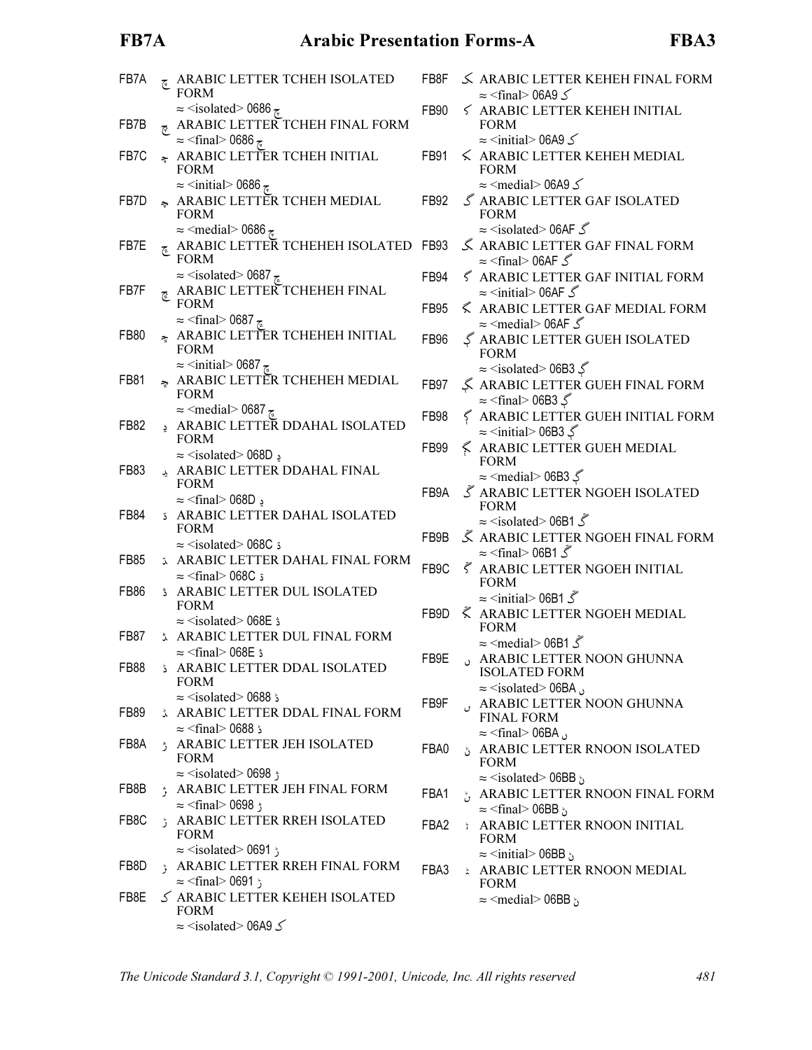FB7A ﭺ ARABIC LETTER TCHEH ISOLATED FORM
≈ <isolated> 0686 چ

FB7B ﭻ ARABIC LETTER TCHEH FINAL FORM
≈ <final> 0686 چ

FB7C ﭼ ARABIC LETTER TCHEH INITIAL FORM
≈ <initial> 0686 چ

FB7D ﭽ ARABIC LETTER TCHEH MEDIAL FORM
≈ <medial> 0686 چ

FB7E ﭾ ARABIC LETTER TCHEHEH ISOLATED FORM
≈ <isolated> 0687 ڇ

FB7F ﭿ ARABIC LETTER TCHEHEH FINAL FORM
≈ <final> 0687 ڇ

FB80 ﮀ ARABIC LETTER TCHEHEH INITIAL FORM
≈ <initial> 0687 ڇ

FB81 ﮁ ARABIC LETTER TCHEHEH MEDIAL FORM
≈ <medial> 0687 ڇ

FB82 ﮂ ARABIC LETTER DDAHAL ISOLATED FORM
≈ <isolated> 068D ڍ

FB83 ﮃ ARABIC LETTER DDAHAL FINAL FORM
≈ <final> 068D ڍ

FB84 ﮄ ARABIC LETTER DAHAL ISOLATED FORM
≈ <isolated> 068C ڌ

FB85 ﮅ ARABIC LETTER DAHAL FINAL FORM
≈ <final> 068C ڌ

FB86 ﮆ ARABIC LETTER DUL ISOLATED FORM
≈ <isolated> 068E ڎ

FB87 ﮇ ARABIC LETTER DUL FINAL FORM
≈ <final> 068E ڎ

FB88 ﮈ ARABIC LETTER DDAL ISOLATED FORM
≈ <isolated> 0688 ڈ

FB89 ﮉ ARABIC LETTER DDAL FINAL FORM
≈ <final> 0688 ڈ

FB8A ﮊ ARABIC LETTER JEH ISOLATED FORM
≈ <isolated> 0698 ژ

FB8B ﮋ ARABIC LETTER JEH FINAL FORM
≈ <final> 0698 ژ

FB8C ﮌ ARABIC LETTER RREH ISOLATED FORM
≈ <isolated> 0691 ڑ

FB8D ﮍ ARABIC LETTER RREH FINAL FORM
≈ <final> 0691 ڑ

FB8E ﮎ ARABIC LETTER KEHEH ISOLATED FORM
≈ <isolated> 06A9 ک

FB8F ﮏ ARABIC LETTER KEHEH FINAL FORM
≈ <final> 06A9 ک

FB90 ﮐ ARABIC LETTER KEHEH INITIAL FORM
≈ <initial> 06A9 ک

FB91 ﮑ ARABIC LETTER KEHEH MEDIAL FORM
≈ <medial> 06A9 ک

FB92 ﮒ ARABIC LETTER GAF ISOLATED FORM
≈ <isolated> 06AF گ

FB93 ﮓ ARABIC LETTER GAF FINAL FORM
≈ <final> 06AF گ

FB94 ﮔ ARABIC LETTER GAF INITIAL FORM
≈ <initial> 06AF گ

FB95 ﮕ ARABIC LETTER GAF MEDIAL FORM
≈ <medial> 06AF گ

FB96 ﮖ ARABIC LETTER GUEH ISOLATED FORM
≈ <isolated> 06B3 ڳ

FB97 ﮗ ARABIC LETTER GUEH FINAL FORM
≈ <final> 06B3 ڳ

FB98 ﮘ ARABIC LETTER GUEH INITIAL FORM
≈ <initial> 06B3 ڳ

FB99 ﮙ ARABIC LETTER GUEH MEDIAL FORM
≈ <medial> 06B3 ڳ

FB9A ﮚ ARABIC LETTER NGOEH ISOLATED FORM
≈ <isolated> 06B1 ڱ

FB9B ﮛ ARABIC LETTER NGOEH FINAL FORM
≈ <final> 06B1 ڱ

FB9C ﮜ ARABIC LETTER NGOEH INITIAL FORM
≈ <initial> 06B1 ڱ

FB9D ﮝ ARABIC LETTER NGOEH MEDIAL FORM
≈ <medial> 06B1 ڱ

FB9E ﮞ ARABIC LETTER NOON GHUNNA ISOLATED FORM
≈ <isolated> 06BA ں

FB9F ﮟ ARABIC LETTER NOON GHUNNA FINAL FORM
≈ <final> 06BA ں

FBA0 ﮠ ARABIC LETTER RNOON ISOLATED FORM
≈ <isolated> 06BB ڻ

FBA1 ﮡ ARABIC LETTER RNOON FINAL FORM
≈ <final> 06BB ڻ

FBA2 ﮢ ARABIC LETTER RNOON INITIAL FORM
≈ <initial> 06BB ڻ

FBA3 ﮣ ARABIC LETTER RNOON MEDIAL FORM
≈ <medial> 06BB ڻ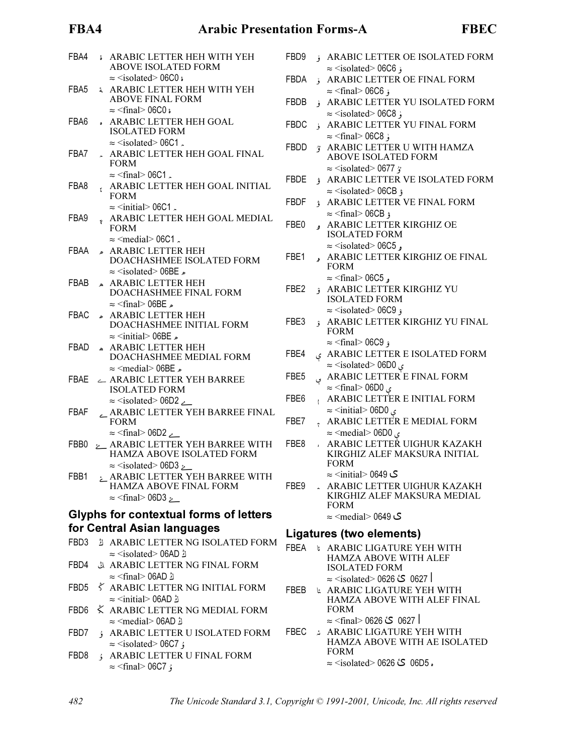FBA4 ۀ ARABIC LETTER HEH WITH YEH ABOVE ISOLATED FORM
≈ <isolated> 06C0 ۀ

FBA5 ۀ ARABIC LETTER HEH WITH YEH ABOVE FINAL FORM
≈ <final> 06C0 ۀ

FBA6 ہ ARABIC LETTER HEH GOAL ISOLATED FORM
≈ <isolated> 06C1 ہ

FBA7 ہ ARABIC LETTER HEH GOAL FINAL FORM
≈ <final> 06C1 ہ

FBA8 ہ ARABIC LETTER HEH GOAL INITIAL FORM
≈ <initial> 06C1 ہ

FBA9 ہ ARABIC LETTER HEH GOAL MEDIAL FORM
≈ <medial> 06C1 ہ

FBAA ھ ARABIC LETTER HEH DOACHASHMEE ISOLATED FORM
≈ <isolated> 06BE ھ

FBAB ھ ARABIC LETTER HEH DOACHASHMEE FINAL FORM
≈ <final> 06BE ھ

FBAC ھ ARABIC LETTER HEH DOACHASHMEE INITIAL FORM
≈ <initial> 06BE ھ

FBAD ھ ARABIC LETTER HEH DOACHASHMEE MEDIAL FORM
≈ <medial> 06BE ھ

FBAE ے ARABIC LETTER YEH BARREE ISOLATED FORM
≈ <isolated> 06D2 ے

FBAF ے ARABIC LETTER YEH BARREE FINAL FORM
≈ <final> 06D2 ے

FBB0 ۓ ARABIC LETTER YEH BARREE WITH HAMZA ABOVE ISOLATED FORM
≈ <isolated> 06D3 ۓ

FBB1 ۓ ARABIC LETTER YEH BARREE WITH HAMZA ABOVE FINAL FORM
≈ <final> 06D3 ۓ

## Glyphs for contextual forms of letters for Central Asian languages

FBD3 ڭ ARABIC LETTER NG ISOLATED FORM
≈ <isolated> 06AD ڭ

FBD4 ڭ ARABIC LETTER NG FINAL FORM
≈ <final> 06AD ڭ

FBD5 ڭ ARABIC LETTER NG INITIAL FORM
≈ <initial> 06AD ڭ

FBD6 ڭ ARABIC LETTER NG MEDIAL FORM
≈ <medial> 06AD ڭ

FBD7 ۇ ARABIC LETTER U ISOLATED FORM
≈ <isolated> 06C7 ۇ

FBD8 ۇ ARABIC LETTER U FINAL FORM
≈ <final> 06C7 ۇ

FBD9 ۆ ARABIC LETTER OE ISOLATED FORM
≈ <isolated> 06C6 ۆ

FBDA ۆ ARABIC LETTER OE FINAL FORM
≈ <final> 06C6 ۆ

FBDB ۈ ARABIC LETTER YU ISOLATED FORM
≈ <isolated> 06C8 ۈ

FBDC ۈ ARABIC LETTER YU FINAL FORM
≈ <final> 06C8 ۈ

FBDD ٷ ARABIC LETTER U WITH HAMZA ABOVE ISOLATED FORM
≈ <isolated> 0677 ٷ

FBDE ۋ ARABIC LETTER VE ISOLATED FORM
≈ <isolated> 06CB ۋ

FBDF ۋ ARABIC LETTER VE FINAL FORM
≈ <final> 06CB ۋ

FBE0 ۅ ARABIC LETTER KIRGHIZ OE ISOLATED FORM
≈ <isolated> 06C5 ۅ

FBE1 ۅ ARABIC LETTER KIRGHIZ OE FINAL FORM
≈ <final> 06C5 ۅ

FBE2 ۉ ARABIC LETTER KIRGHIZ YU ISOLATED FORM
≈ <isolated> 06C9 ۉ

FBE3 ۉ ARABIC LETTER KIRGHIZ YU FINAL FORM
≈ <final> 06C9 ۉ

FBE4 ې ARABIC LETTER E ISOLATED FORM
≈ <isolated> 06D0 ې

FBE5 ې ARABIC LETTER E FINAL FORM
≈ <final> 06D0 ې

FBE6 ې ARABIC LETTER E INITIAL FORM
≈ <initial> 06D0 ې

FBE7 ې ARABIC LETTER E MEDIAL FORM
≈ <medial> 06D0 ې

FBE8 ى ARABIC LETTER UIGHUR KAZAKH KIRGHIZ ALEF MAKSURA INITIAL FORM
≈ <initial> 0649 ى

FBE9 ى ARABIC LETTER UIGHUR KAZAKH KIRGHIZ ALEF MAKSURA MEDIAL FORM
≈ <medial> 0649 ى

## Ligatures (two elements)

FBEA ئا ARABIC LIGATURE YEH WITH HAMZA ABOVE WITH ALEF ISOLATED FORM
≈ <isolated> 0626 ئ 0627 ا

FBEB ئا ARABIC LIGATURE YEH WITH HAMZA ABOVE WITH ALEF FINAL FORM
≈ <final> 0626 ئ 0627 ا

FBEC ئە ARABIC LIGATURE YEH WITH HAMZA ABOVE WITH AE ISOLATED FORM
≈ <isolated> 0626 ئ 06D5 ە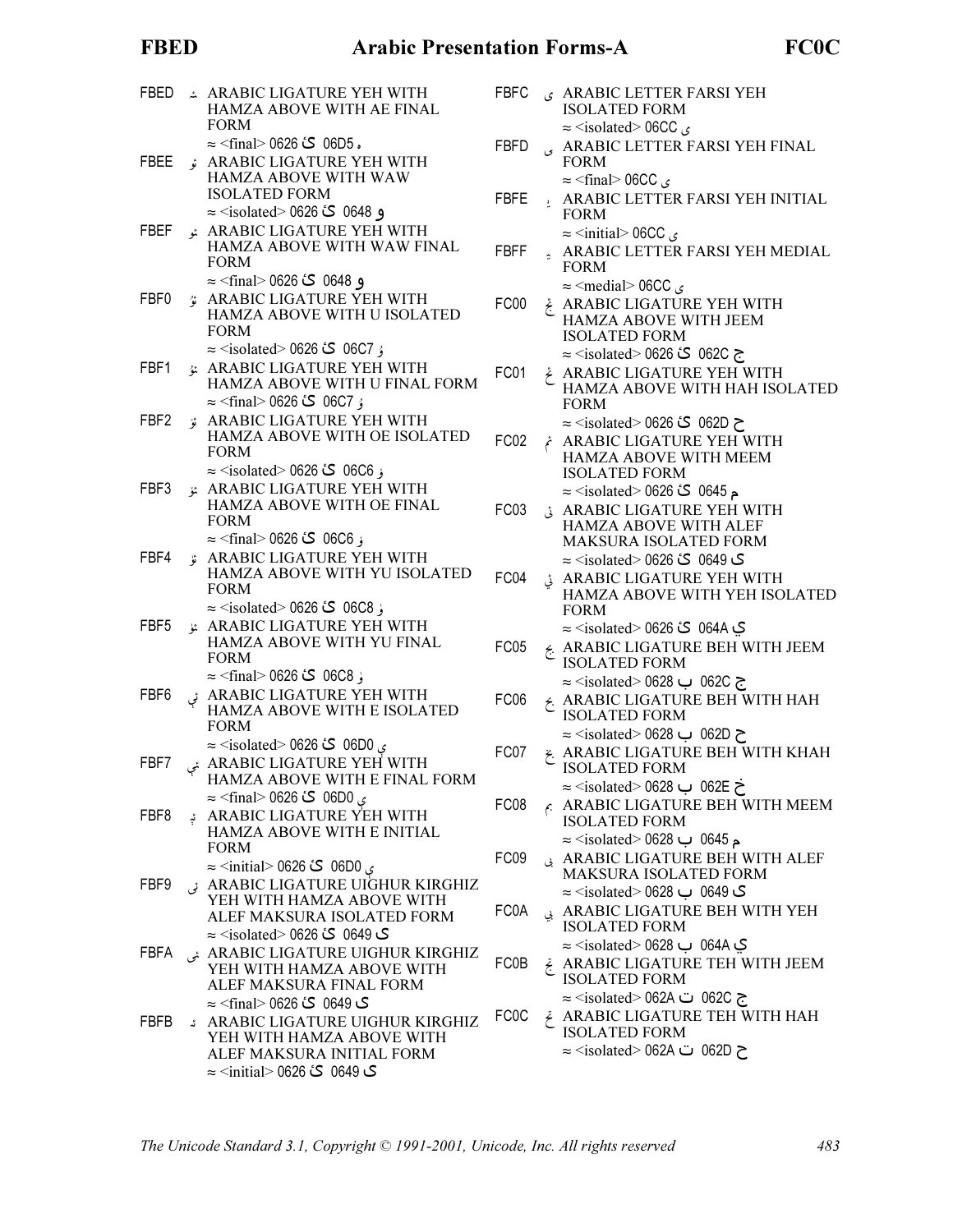FBED ﯭ ARABIC LIGATURE YEH WITH HAMZA ABOVE WITH AE FINAL FORM
≈ <final> 0626 ئ 06D5 ە

FBEE ﯮ ARABIC LIGATURE YEH WITH HAMZA ABOVE WITH WAW ISOLATED FORM
≈ <isolated> 0626 ئ 0648 و

FBEF ﯯ ARABIC LIGATURE YEH WITH HAMZA ABOVE WITH WAW FINAL FORM
≈ <final> 0626 ئ 0648 و

FBF0 ﯰ ARABIC LIGATURE YEH WITH HAMZA ABOVE WITH U ISOLATED FORM
≈ <isolated> 0626 ئ 06C7 ۇ

FBF1 ﯱ ARABIC LIGATURE YEH WITH HAMZA ABOVE WITH U FINAL FORM
≈ <final> 0626 ئ 06C7 ۇ

FBF2 ﯲ ARABIC LIGATURE YEH WITH HAMZA ABOVE WITH OE ISOLATED FORM
≈ <isolated> 0626 ئ 06C6 ۆ

FBF3 ﯳ ARABIC LIGATURE YEH WITH HAMZA ABOVE WITH OE FINAL FORM
≈ <final> 0626 ئ 06C6 ۆ

FBF4 ﯴ ARABIC LIGATURE YEH WITH HAMZA ABOVE WITH YU ISOLATED FORM
≈ <isolated> 0626 ئ 06C8 ۈ

FBF5 ﯵ ARABIC LIGATURE YEH WITH HAMZA ABOVE WITH YU FINAL FORM
≈ <final> 0626 ئ 06C8 ۈ

FBF6 ﯶ ARABIC LIGATURE YEH WITH HAMZA ABOVE WITH E ISOLATED FORM
≈ <isolated> 0626 ئ 06D0 ې

FBF7 ﯷ ARABIC LIGATURE YEH WITH HAMZA ABOVE WITH E FINAL FORM
≈ <final> 0626 ئ 06D0 ې

FBF8 ﯸ ARABIC LIGATURE YEH WITH HAMZA ABOVE WITH E INITIAL FORM
≈ <initial> 0626 ئ 06D0 ې

FBF9 ﯹ ARABIC LIGATURE UIGHUR KIRGHIZ YEH WITH HAMZA ABOVE WITH ALEF MAKSURA ISOLATED FORM
≈ <isolated> 0626 ئ 0649 ى

FBFA ﯺ ARABIC LIGATURE UIGHUR KIRGHIZ YEH WITH HAMZA ABOVE WITH ALEF MAKSURA FINAL FORM
≈ <final> 0626 ئ 0649 ى

FBFB ﯻ ARABIC LIGATURE UIGHUR KIRGHIZ YEH WITH HAMZA ABOVE WITH ALEF MAKSURA INITIAL FORM
≈ <initial> 0626 ئ 0649 ى

FBFC ﯼ ARABIC LETTER FARSI YEH ISOLATED FORM
≈ <isolated> 06CC ی

FBFD ﯽ ARABIC LETTER FARSI YEH FINAL FORM
≈ <final> 06CC ی

FBFE ﯾ ARABIC LETTER FARSI YEH INITIAL FORM
≈ <initial> 06CC ی

FBFF ﯿ ARABIC LETTER FARSI YEH MEDIAL FORM
≈ <medial> 06CC ی

FC00 ﰀ ARABIC LIGATURE YEH WITH HAMZA ABOVE WITH JEEM ISOLATED FORM
≈ <isolated> 0626 ئ 062C ج

FC01 ﰁ ARABIC LIGATURE YEH WITH HAMZA ABOVE WITH HAH ISOLATED FORM
≈ <isolated> 0626 ئ 062D ح

FC02 ﰂ ARABIC LIGATURE YEH WITH HAMZA ABOVE WITH MEEM ISOLATED FORM
≈ <isolated> 0626 ئ 0645 م

FC03 ﰃ ARABIC LIGATURE YEH WITH HAMZA ABOVE WITH ALEF MAKSURA ISOLATED FORM
≈ <isolated> 0626 ئ 0649 ى

FC04 ﰄ ARABIC LIGATURE YEH WITH HAMZA ABOVE WITH YEH ISOLATED FORM
≈ <isolated> 0626 ئ 064A ي

FC05 ﰅ ARABIC LIGATURE BEH WITH JEEM ISOLATED FORM
≈ <isolated> 0628 ب 062C ج

FC06 ﰆ ARABIC LIGATURE BEH WITH HAH ISOLATED FORM
≈ <isolated> 0628 ب 062D ح

FC07 ﰇ ARABIC LIGATURE BEH WITH KHAH ISOLATED FORM
≈ <isolated> 0628 ب 062E خ

FC08 ﰈ ARABIC LIGATURE BEH WITH MEEM ISOLATED FORM
≈ <isolated> 0628 ب 0645 م

FC09 ﰉ ARABIC LIGATURE BEH WITH ALEF MAKSURA ISOLATED FORM
≈ <isolated> 0628 ب 0649 ى

FC0A ﰊ ARABIC LIGATURE BEH WITH YEH ISOLATED FORM
≈ <isolated> 0628 ب 064A ي

FC0B ﰋ ARABIC LIGATURE TEH WITH JEEM ISOLATED FORM
≈ <isolated> 062A ت 062C ج

FC0C ﰌ ARABIC LIGATURE TEH WITH HAH ISOLATED FORM
≈ <isolated> 062A ت 062D ح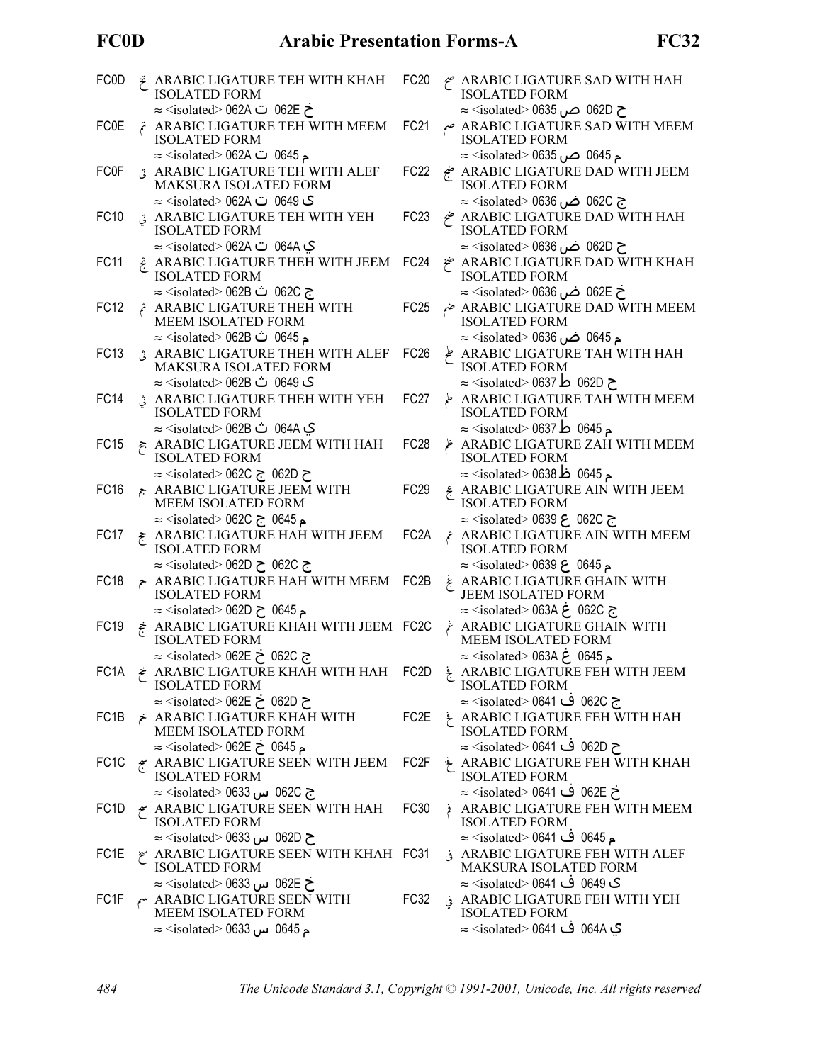FC0D ﰍ ARABIC LIGATURE TEH WITH KHAH ISOLATED FORM
≈ <isolated> 062A ت 062E خ

FC0E ﰎ ARABIC LIGATURE TEH WITH MEEM ISOLATED FORM
≈ <isolated> 062A ت 0645 م

FC0F ﰏ ARABIC LIGATURE TEH WITH ALEF MAKSURA ISOLATED FORM
≈ <isolated> 062A ت 0649 ى

FC10 ﰐ ARABIC LIGATURE TEH WITH YEH ISOLATED FORM
≈ <isolated> 062A ت 064A ي

FC11 ﰑ ARABIC LIGATURE THEH WITH JEEM ISOLATED FORM
≈ <isolated> 062B ث 062C ج

FC12 ﰒ ARABIC LIGATURE THEH WITH MEEM ISOLATED FORM
≈ <isolated> 062B ث 0645 م

FC13 ﰓ ARABIC LIGATURE THEH WITH ALEF MAKSURA ISOLATED FORM
≈ <isolated> 062B ث 0649 ى

FC14 ﰔ ARABIC LIGATURE THEH WITH YEH ISOLATED FORM
≈ <isolated> 062B ث 064A ي

FC15 ﰕ ARABIC LIGATURE JEEM WITH HAH ISOLATED FORM
≈ <isolated> 062C ج 062D ح

FC16 ﰖ ARABIC LIGATURE JEEM WITH MEEM ISOLATED FORM
≈ <isolated> 062C ج 0645 م

FC17 ﰗ ARABIC LIGATURE HAH WITH JEEM ISOLATED FORM
≈ <isolated> 062D ح 062C ج

FC18 ﰘ ARABIC LIGATURE HAH WITH MEEM ISOLATED FORM
≈ <isolated> 062D ح 0645 م

FC19 ﰙ ARABIC LIGATURE KHAH WITH JEEM ISOLATED FORM
≈ <isolated> 062E خ 062C ج

FC1A ﰚ ARABIC LIGATURE KHAH WITH HAH ISOLATED FORM
≈ <isolated> 062E خ 062D ح

FC1B ﰛ ARABIC LIGATURE KHAH WITH MEEM ISOLATED FORM
≈ <isolated> 062E خ 0645 م

FC1C ﰜ ARABIC LIGATURE SEEN WITH JEEM ISOLATED FORM
≈ <isolated> 0633 س 062C ج

FC1D ﰝ ARABIC LIGATURE SEEN WITH HAH ISOLATED FORM
≈ <isolated> 0633 س 062D ح

FC1E ﰞ ARABIC LIGATURE SEEN WITH KHAH ISOLATED FORM
≈ <isolated> 0633 س 062E خ

FC1F ﰟ ARABIC LIGATURE SEEN WITH MEEM ISOLATED FORM
≈ <isolated> 0633 س 0645 م

FC20 ﰠ ARABIC LIGATURE SAD WITH HAH ISOLATED FORM
≈ <isolated> 0635 ص 062D ح

FC21 ﰡ ARABIC LIGATURE SAD WITH MEEM ISOLATED FORM
≈ <isolated> 0635 ص 0645 م

FC22 ﰢ ARABIC LIGATURE DAD WITH JEEM ISOLATED FORM
≈ <isolated> 0636 ض 062C ج

FC23 ﰣ ARABIC LIGATURE DAD WITH HAH ISOLATED FORM
≈ <isolated> 0636 ض 062D ح

FC24 ﰤ ARABIC LIGATURE DAD WITH KHAH ISOLATED FORM
≈ <isolated> 0636 ض 062E خ

FC25 ﰥ ARABIC LIGATURE DAD WITH MEEM ISOLATED FORM
≈ <isolated> 0636 ض 0645 م

FC26 ﰦ ARABIC LIGATURE TAH WITH HAH ISOLATED FORM
≈ <isolated> 0637 ط 062D ح

FC27 ﰧ ARABIC LIGATURE TAH WITH MEEM ISOLATED FORM
≈ <isolated> 0637 ط 0645 م

FC28 ﰨ ARABIC LIGATURE ZAH WITH MEEM ISOLATED FORM
≈ <isolated> 0638 ظ 0645 م

FC29 ﰩ ARABIC LIGATURE AIN WITH JEEM ISOLATED FORM
≈ <isolated> 0639 ع 062C ج

FC2A ﰪ ARABIC LIGATURE AIN WITH MEEM ISOLATED FORM
≈ <isolated> 0639 ع 0645 م

FC2B ﰫ ARABIC LIGATURE GHAIN WITH JEEM ISOLATED FORM
≈ <isolated> 063A غ 062C ج

FC2C ﰬ ARABIC LIGATURE GHAIN WITH MEEM ISOLATED FORM
≈ <isolated> 063A غ 0645 م

FC2D ﰭ ARABIC LIGATURE FEH WITH JEEM ISOLATED FORM
≈ <isolated> 0641 ف 062C ج

FC2E ﰮ ARABIC LIGATURE FEH WITH HAH ISOLATED FORM
≈ <isolated> 0641 ف 062D ح

FC2F ﰯ ARABIC LIGATURE FEH WITH KHAH ISOLATED FORM
≈ <isolated> 0641 ف 062E خ

FC30 ﰰ ARABIC LIGATURE FEH WITH MEEM ISOLATED FORM
≈ <isolated> 0641 ف 0645 م

FC31 ﰱ ARABIC LIGATURE FEH WITH ALEF MAKSURA ISOLATED FORM
≈ <isolated> 0641 ف 0649 ى

FC32 ﰲ ARABIC LIGATURE FEH WITH YEH ISOLATED FORM
≈ <isolated> 0641 ف 064A ي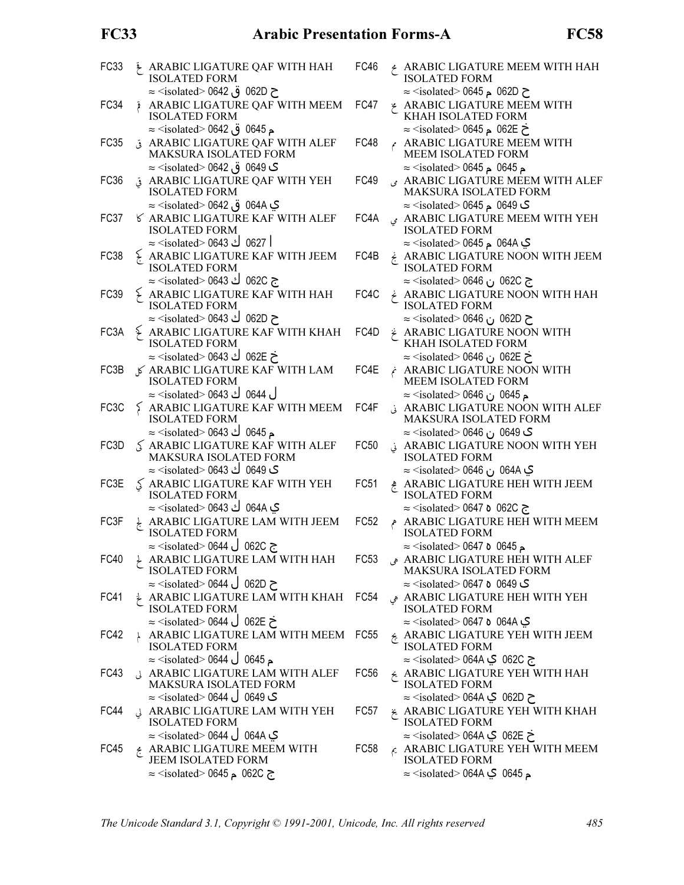FC33 ﱳ ARABIC LIGATURE QAF WITH HAH ISOLATED FORM
≈ <isolated> 0642 ق 062D ح

FC34 ﰴ ARABIC LIGATURE QAF WITH MEEM ISOLATED FORM
≈ <isolated> 0642 ق 0645 م

FC35 ﰵ ARABIC LIGATURE QAF WITH ALEF MAKSURA ISOLATED FORM
≈ <isolated> 0642 ق 0649 ى

FC36 ﰶ ARABIC LIGATURE QAF WITH YEH ISOLATED FORM
≈ <isolated> 0642 ق 064A ي

FC37 ﰷ ARABIC LIGATURE KAF WITH ALEF ISOLATED FORM
≈ <isolated> 0643 ك 0627 ا

FC38 ﰸ ARABIC LIGATURE KAF WITH JEEM ISOLATED FORM
≈ <isolated> 0643 ك 062C ج

FC39 ﰹ ARABIC LIGATURE KAF WITH HAH ISOLATED FORM
≈ <isolated> 0643 ك 062D ح

FC3A ﰺ ARABIC LIGATURE KAF WITH KHAH ISOLATED FORM
≈ <isolated> 0643 ك 062E خ

FC3B ﰻ ARABIC LIGATURE KAF WITH LAM ISOLATED FORM
≈ <isolated> 0643 ك 0644 ل

FC3C ﰼ ARABIC LIGATURE KAF WITH MEEM ISOLATED FORM
≈ <isolated> 0643 ك 0645 م

FC3D ﰽ ARABIC LIGATURE KAF WITH ALEF MAKSURA ISOLATED FORM
≈ <isolated> 0643 ك 0649 ى

FC3E ﰾ ARABIC LIGATURE KAF WITH YEH ISOLATED FORM
≈ <isolated> 0643 ك 064A ي

FC3F ﰿ ARABIC LIGATURE LAM WITH JEEM ISOLATED FORM
≈ <isolated> 0644 ل 062C ج

FC40 ﱀ ARABIC LIGATURE LAM WITH HAH ISOLATED FORM
≈ <isolated> 0644 ل 062D ح

FC41 ﱁ ARABIC LIGATURE LAM WITH KHAH ISOLATED FORM
≈ <isolated> 0644 ل 062E خ

FC42 ﱂ ARABIC LIGATURE LAM WITH MEEM ISOLATED FORM
≈ <isolated> 0644 ل 0645 م

FC43 ﱃ ARABIC LIGATURE LAM WITH ALEF MAKSURA ISOLATED FORM
≈ <isolated> 0644 ل 0649 ى

FC44 ﱄ ARABIC LIGATURE LAM WITH YEH ISOLATED FORM
≈ <isolated> 0644 ل 064A ي

FC45 ﱅ ARABIC LIGATURE MEEM WITH JEEM ISOLATED FORM
≈ <isolated> 0645 م 062C ج

FC46 ﱆ ARABIC LIGATURE MEEM WITH HAH ISOLATED FORM
≈ <isolated> 0645 م 062D ح

FC47 ﱇ ARABIC LIGATURE MEEM WITH KHAH ISOLATED FORM
≈ <isolated> 0645 م 062E خ

FC48 ﱈ ARABIC LIGATURE MEEM WITH MEEM ISOLATED FORM
≈ <isolated> 0645 م 0645 م

FC49 ﱉ ARABIC LIGATURE MEEM WITH ALEF MAKSURA ISOLATED FORM
≈ <isolated> 0645 م 0649 ى

FC4A ﱊ ARABIC LIGATURE MEEM WITH YEH ISOLATED FORM
≈ <isolated> 0645 م 064A ي

FC4B ﱋ ARABIC LIGATURE NOON WITH JEEM ISOLATED FORM
≈ <isolated> 0646 ن 062C ج

FC4C ﱌ ARABIC LIGATURE NOON WITH HAH ISOLATED FORM
≈ <isolated> 0646 ن 062D ح

FC4D ﱍ ARABIC LIGATURE NOON WITH KHAH ISOLATED FORM
≈ <isolated> 0646 ن 062E خ

FC4E ﱎ ARABIC LIGATURE NOON WITH MEEM ISOLATED FORM
≈ <isolated> 0646 ن 0645 م

FC4F ﱏ ARABIC LIGATURE NOON WITH ALEF MAKSURA ISOLATED FORM
≈ <isolated> 0646 ن 0649 ى

FC50 ﱐ ARABIC LIGATURE NOON WITH YEH ISOLATED FORM
≈ <isolated> 0646 ن 064A ي

FC51 ﱑ ARABIC LIGATURE HEH WITH JEEM ISOLATED FORM
≈ <isolated> 0647 ه 062C ج

FC52 ﱒ ARABIC LIGATURE HEH WITH MEEM ISOLATED FORM
≈ <isolated> 0647 ه 0645 م

FC53 ﱓ ARABIC LIGATURE HEH WITH ALEF MAKSURA ISOLATED FORM
≈ <isolated> 0647 ه 0649 ى

FC54 ﱔ ARABIC LIGATURE HEH WITH YEH ISOLATED FORM
≈ <isolated> 0647 ه 064A ي

FC55 ﱕ ARABIC LIGATURE YEH WITH JEEM ISOLATED FORM
≈ <isolated> 064A ي 062C ج

FC56 ﱖ ARABIC LIGATURE YEH WITH HAH ISOLATED FORM
≈ <isolated> 064A ي 062D ح

FC57 ﱗ ARABIC LIGATURE YEH WITH KHAH ISOLATED FORM
≈ <isolated> 064A ي 062E خ

FC58 ﱘ ARABIC LIGATURE YEH WITH MEEM ISOLATED FORM
≈ <isolated> 064A ي 0645 م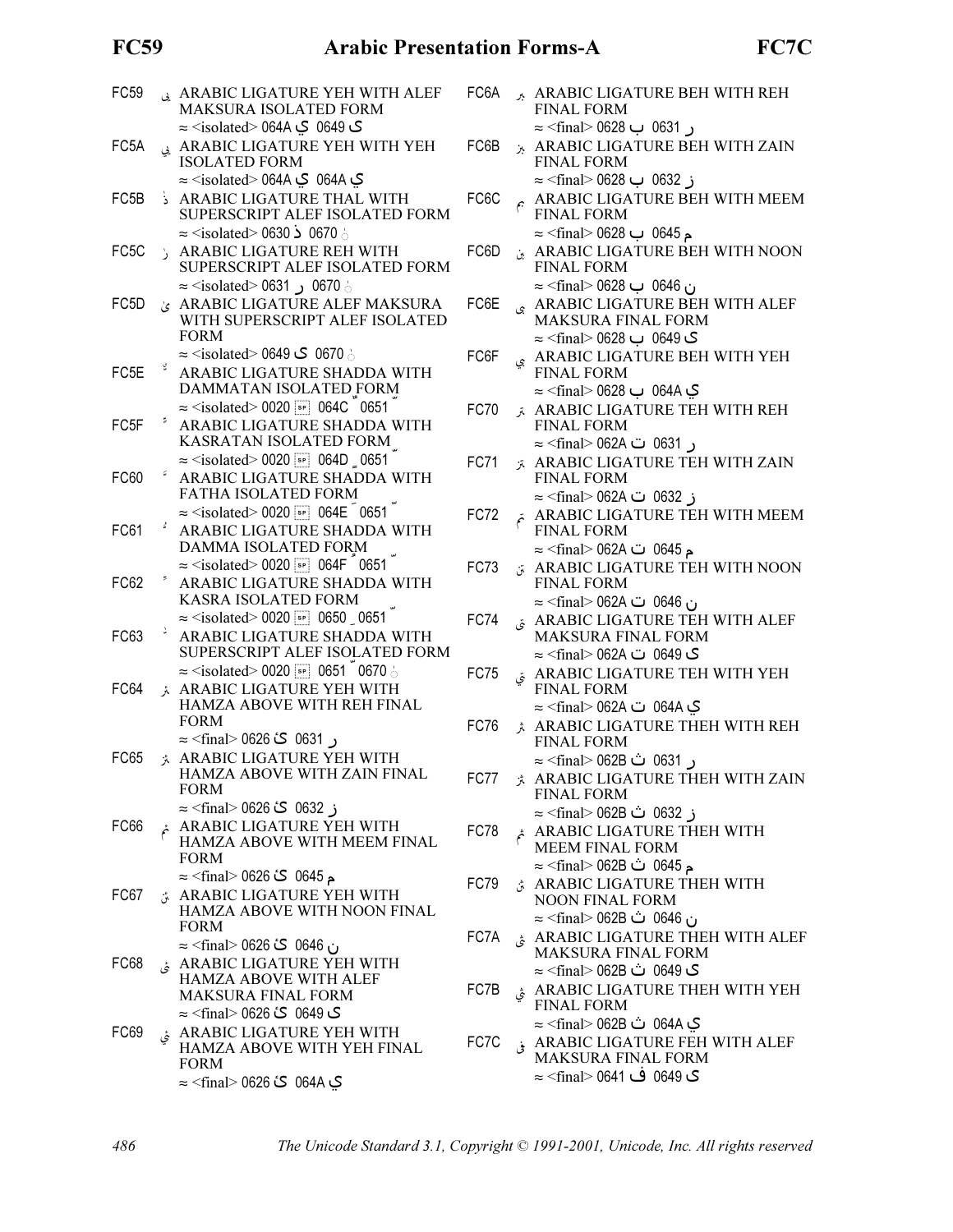FC59 ﱙ ARABIC LIGATURE YEH WITH ALEF MAKSURA ISOLATED FORM
≈ <isolated> 064A ي 0649 ى

FC5A ﱚ ARABIC LIGATURE YEH WITH YEH ISOLATED FORM
≈ <isolated> 064A ي 064A ي

FC5B ﱛ ARABIC LIGATURE THAL WITH SUPERSCRIPT ALEF ISOLATED FORM
≈ <isolated> 0630 ذ 0670 ٰ

FC5C ﱜ ARABIC LIGATURE REH WITH SUPERSCRIPT ALEF ISOLATED FORM
≈ <isolated> 0631 ر 0670 ٰ

FC5D ﱝ ARABIC LIGATURE ALEF MAKSURA WITH SUPERSCRIPT ALEF ISOLATED FORM
≈ <isolated> 0649 ى 0670 ٰ

FC5E ﱞ ARABIC LIGATURE SHADDA WITH DAMMATAN ISOLATED FORM
≈ <isolated> 0020 [SP] 064C ٌ 0651 ّ

FC5F ﱟ ARABIC LIGATURE SHADDA WITH KASRATAN ISOLATED FORM
≈ <isolated> 0020 [SP] 064D ٍ 0651 ّ

FC60 ﱠ ARABIC LIGATURE SHADDA WITH FATHA ISOLATED FORM
≈ <isolated> 0020 [SP] 064E َ 0651 ّ

FC61 ﱡ ARABIC LIGATURE SHADDA WITH DAMMA ISOLATED FORM
≈ <isolated> 0020 [SP] 064F ُ 0651 ّ

FC62 ﱢ ARABIC LIGATURE SHADDA WITH KASRA ISOLATED FORM
≈ <isolated> 0020 [SP] 0650 ِ 0651 ّ

FC63 ﱣ ARABIC LIGATURE SHADDA WITH SUPERSCRIPT ALEF ISOLATED FORM
≈ <isolated> 0020 [SP] 0651 ّ 0670 ٰ

FC64 ﱤ ARABIC LIGATURE YEH WITH HAMZA ABOVE WITH REH FINAL FORM
≈ <final> 0626 ئ 0631 ر

FC65 ﱥ ARABIC LIGATURE YEH WITH HAMZA ABOVE WITH ZAIN FINAL FORM
≈ <final> 0626 ئ 0632 ز

FC66 ﱦ ARABIC LIGATURE YEH WITH HAMZA ABOVE WITH MEEM FINAL FORM
≈ <final> 0626 ئ 0645 م

FC67 ﱧ ARABIC LIGATURE YEH WITH HAMZA ABOVE WITH NOON FINAL FORM
≈ <final> 0626 ئ 0646 ن

FC68 ﱨ ARABIC LIGATURE YEH WITH HAMZA ABOVE WITH ALEF MAKSURA FINAL FORM
≈ <final> 0626 ئ 0649 ى

FC69 ﱩ ARABIC LIGATURE YEH WITH HAMZA ABOVE WITH YEH FINAL FORM
≈ <final> 0626 ئ 064A ي

FC6A ﱪ ARABIC LIGATURE BEH WITH REH FINAL FORM
≈ <final> 0628 ب 0631 ر

FC6B ﱫ ARABIC LIGATURE BEH WITH ZAIN FINAL FORM
≈ <final> 0628 ب 0632 ز

FC6C ﱬ ARABIC LIGATURE BEH WITH MEEM FINAL FORM
≈ <final> 0628 ب 0645 م

FC6D ﱭ ARABIC LIGATURE BEH WITH NOON FINAL FORM
≈ <final> 0628 ب 0646 ن

FC6E ﱮ ARABIC LIGATURE BEH WITH ALEF MAKSURA FINAL FORM
≈ <final> 0628 ب 0649 ى

FC6F ﱯ ARABIC LIGATURE BEH WITH YEH FINAL FORM
≈ <final> 0628 ب 064A ي

FC70 ﱰ ARABIC LIGATURE TEH WITH REH FINAL FORM
≈ <final> 062A ت 0631 ر

FC71 ﱱ ARABIC LIGATURE TEH WITH ZAIN FINAL FORM
≈ <final> 062A ت 0632 ز

FC72 ﱲ ARABIC LIGATURE TEH WITH MEEM FINAL FORM
≈ <final> 062A ت 0645 م

FC73 ﱳ ARABIC LIGATURE TEH WITH NOON FINAL FORM
≈ <final> 062A ت 0646 ن

FC74 ﱴ ARABIC LIGATURE TEH WITH ALEF MAKSURA FINAL FORM
≈ <final> 062A ت 0649 ى

FC75 ﱵ ARABIC LIGATURE TEH WITH YEH FINAL FORM
≈ <final> 062A ت 064A ي

FC76 ﱶ ARABIC LIGATURE THEH WITH REH FINAL FORM
≈ <final> 062B ث 0631 ر

FC77 ﱷ ARABIC LIGATURE THEH WITH ZAIN FINAL FORM
≈ <final> 062B ث 0632 ز

FC78 ﱸ ARABIC LIGATURE THEH WITH MEEM FINAL FORM
≈ <final> 062B ث 0645 م

FC79 ﱹ ARABIC LIGATURE THEH WITH NOON FINAL FORM
≈ <final> 062B ث 0646 ن

FC7A ﱺ ARABIC LIGATURE THEH WITH ALEF MAKSURA FINAL FORM
≈ <final> 062B ث 0649 ى

FC7B ﱻ ARABIC LIGATURE THEH WITH YEH FINAL FORM
≈ <final> 062B ث 064A ي

FC7C ﱼ ARABIC LIGATURE FEH WITH ALEF MAKSURA FINAL FORM
≈ <final> 0641 ف 0649 ى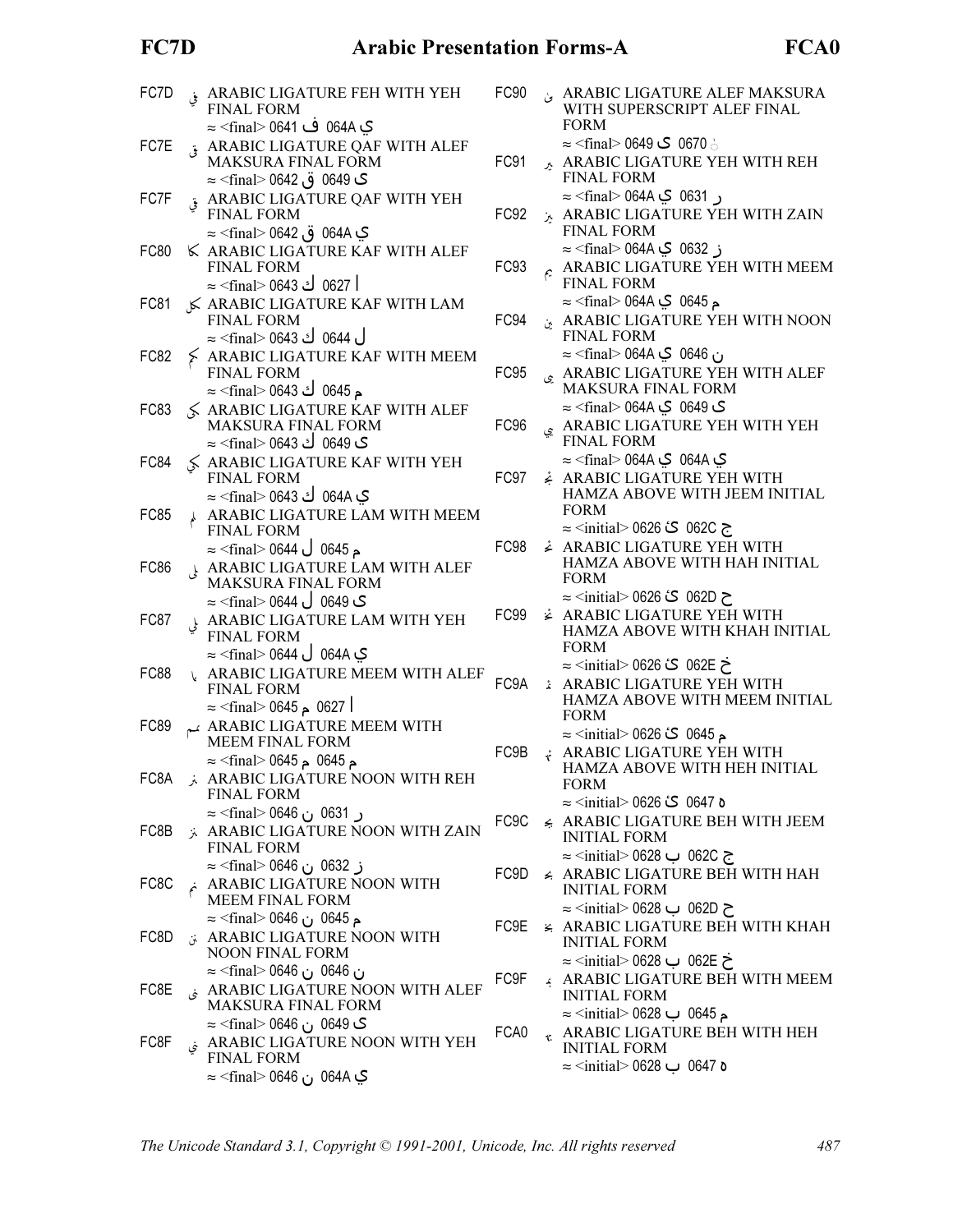FC7D ﱽ ARABIC LIGATURE FEH WITH YEH FINAL FORM
≈ <final> 0641 ف 064A ي

FC7E ﱾ ARABIC LIGATURE QAF WITH ALEF MAKSURA FINAL FORM
≈ <final> 0642 ق 0649 ى

FC7F ﱿ ARABIC LIGATURE QAF WITH YEH FINAL FORM
≈ <final> 0642 ق 064A ي

FC80 ﲀ ARABIC LIGATURE KAF WITH ALEF FINAL FORM
≈ <final> 0643 ك 0627 ا

FC81 ﲁ ARABIC LIGATURE KAF WITH LAM FINAL FORM
≈ <final> 0643 ك 0644 ل

FC82 ﲂ ARABIC LIGATURE KAF WITH MEEM FINAL FORM
≈ <final> 0643 ك 0645 م

FC83 ﲃ ARABIC LIGATURE KAF WITH ALEF MAKSURA FINAL FORM
≈ <final> 0643 ك 0649 ى

FC84 ﲄ ARABIC LIGATURE KAF WITH YEH FINAL FORM
≈ <final> 0643 ك 064A ي

FC85 ﲅ ARABIC LIGATURE LAM WITH MEEM FINAL FORM
≈ <final> 0644 ل 0645 م

FC86 ﲆ ARABIC LIGATURE LAM WITH ALEF MAKSURA FINAL FORM
≈ <final> 0644 ل 0649 ى

FC87 ﲇ ARABIC LIGATURE LAM WITH YEH FINAL FORM
≈ <final> 0644 ل 064A ي

FC88 ﲈ ARABIC LIGATURE MEEM WITH ALEF FINAL FORM
≈ <final> 0645 م 0627 ا

FC89 ﲉ ARABIC LIGATURE MEEM WITH MEEM FINAL FORM
≈ <final> 0645 م 0645 م

FC8A ﲊ ARABIC LIGATURE NOON WITH REH FINAL FORM
≈ <final> 0646 ن 0631 ر

FC8B ﲋ ARABIC LIGATURE NOON WITH ZAIN FINAL FORM
≈ <final> 0646 ن 0632 ز

FC8C ﲌ ARABIC LIGATURE NOON WITH MEEM FINAL FORM
≈ <final> 0646 ن 0645 م

FC8D ﲍ ARABIC LIGATURE NOON WITH NOON FINAL FORM
≈ <final> 0646 ن 0646 ن

FC8E ﲎ ARABIC LIGATURE NOON WITH ALEF MAKSURA FINAL FORM
≈ <final> 0646 ن 0649 ى

FC8F ﲏ ARABIC LIGATURE NOON WITH YEH FINAL FORM
≈ <final> 0646 ن 064A ي

FC90 ﲐ ARABIC LIGATURE ALEF MAKSURA WITH SUPERSCRIPT ALEF FINAL FORM
≈ <final> 0649 ى 0670 ٰ

FC91 ﲑ ARABIC LIGATURE YEH WITH REH FINAL FORM
≈ <final> 064A ي 0631 ر

FC92 ﲒ ARABIC LIGATURE YEH WITH ZAIN FINAL FORM
≈ <final> 064A ي 0632 ز

FC93 ﲓ ARABIC LIGATURE YEH WITH MEEM FINAL FORM
≈ <final> 064A ي 0645 م

FC94 ﲔ ARABIC LIGATURE YEH WITH NOON FINAL FORM
≈ <final> 064A ي 0646 ن

FC95 ﲕ ARABIC LIGATURE YEH WITH ALEF MAKSURA FINAL FORM
≈ <final> 064A ي 0649 ى

FC96 ﲖ ARABIC LIGATURE YEH WITH YEH FINAL FORM
≈ <final> 064A ي 064A ي

FC97 ﲗ ARABIC LIGATURE YEH WITH HAMZA ABOVE WITH JEEM INITIAL FORM
≈ <initial> 0626 ئ 062C ج

FC98 ﲘ ARABIC LIGATURE YEH WITH HAMZA ABOVE WITH HAH INITIAL FORM
≈ <initial> 0626 ئ 062D ح

FC99 ﲙ ARABIC LIGATURE YEH WITH HAMZA ABOVE WITH KHAH INITIAL FORM
≈ <initial> 0626 ئ 062E خ

FC9A ﲚ ARABIC LIGATURE YEH WITH HAMZA ABOVE WITH MEEM INITIAL FORM
≈ <initial> 0626 ئ 0645 م

FC9B ﲛ ARABIC LIGATURE YEH WITH HAMZA ABOVE WITH HEH INITIAL FORM
≈ <initial> 0626 ئ 0647 ه

FC9C ﲜ ARABIC LIGATURE BEH WITH JEEM INITIAL FORM
≈ <initial> 0628 ب 062C ج

FC9D ﲝ ARABIC LIGATURE BEH WITH HAH INITIAL FORM
≈ <initial> 0628 ب 062D ح

FC9E ﲞ ARABIC LIGATURE BEH WITH KHAH INITIAL FORM
≈ <initial> 0628 ب 062E خ

FC9F ﲟ ARABIC LIGATURE BEH WITH MEEM INITIAL FORM
≈ <initial> 0628 ب 0645 م

FCA0 ﲠ ARABIC LIGATURE BEH WITH HEH INITIAL FORM
≈ <initial> 0628 ب 0647 ه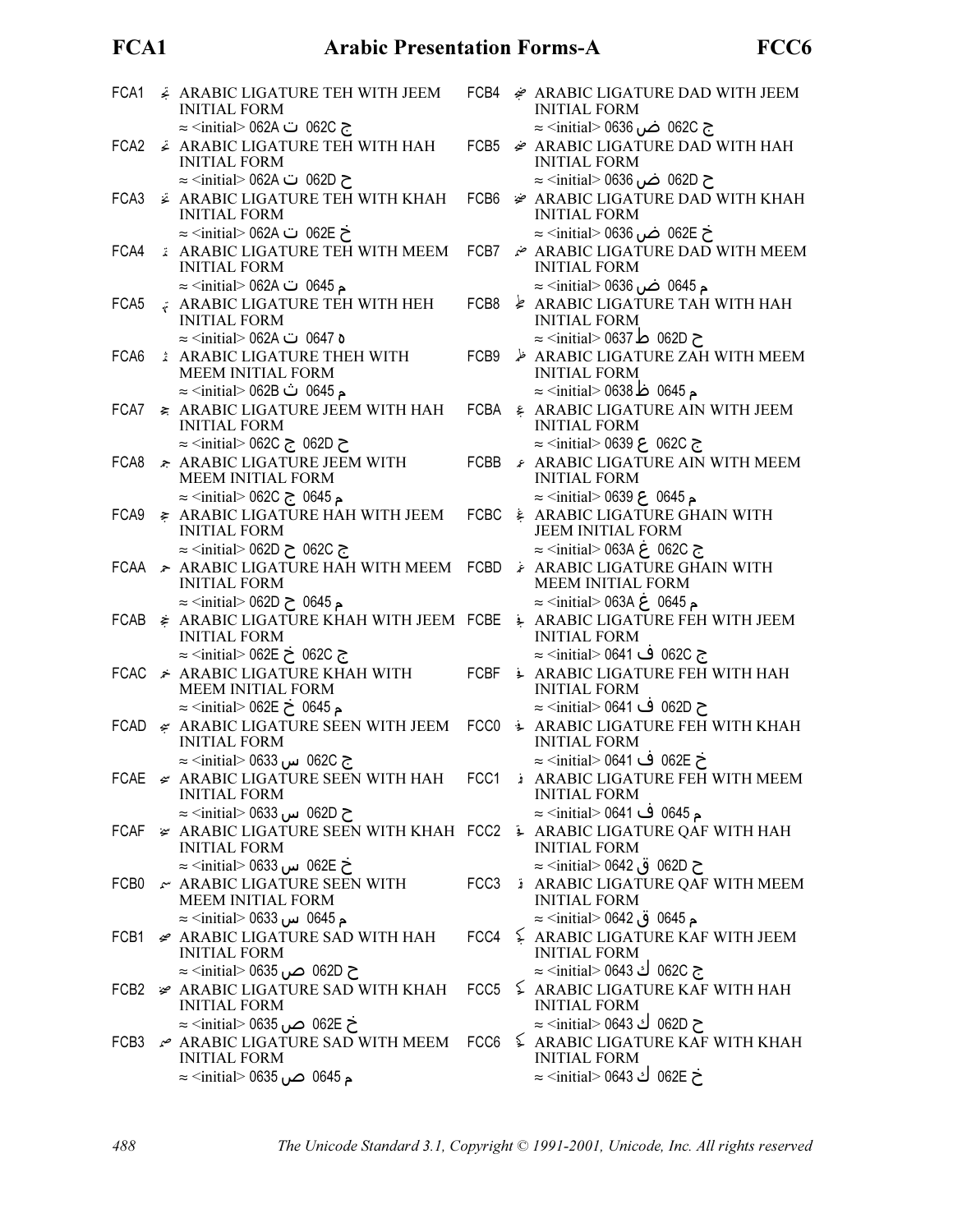FCA1 ﲡ ARABIC LIGATURE TEH WITH JEEM INITIAL FORM
≈ <initial> 062A ت 062C ج

FCA2 ﲢ ARABIC LIGATURE TEH WITH HAH INITIAL FORM
≈ <initial> 062A ت 062D ح

FCA3 ﲣ ARABIC LIGATURE TEH WITH KHAH INITIAL FORM
≈ <initial> 062A ت 062E خ

FCA4 ﲤ ARABIC LIGATURE TEH WITH MEEM INITIAL FORM
≈ <initial> 062A ت 0645 م

FCA5 ﲥ ARABIC LIGATURE TEH WITH HEH INITIAL FORM
≈ <initial> 062A ت 0647 ه

FCA6 ﲦ ARABIC LIGATURE THEH WITH MEEM INITIAL FORM
≈ <initial> 062B ث 0645 م

FCA7 ﲧ ARABIC LIGATURE JEEM WITH HAH INITIAL FORM
≈ <initial> 062C ج 062D ح

FCA8 ﲨ ARABIC LIGATURE JEEM WITH MEEM INITIAL FORM
≈ <initial> 062C ج 0645 م

FCA9 ﲩ ARABIC LIGATURE HAH WITH JEEM INITIAL FORM
≈ <initial> 062D ح 062C ج

FCAA ﲪ ARABIC LIGATURE HAH WITH MEEM INITIAL FORM
≈ <initial> 062D ح 0645 م

FCAB ﲫ ARABIC LIGATURE KHAH WITH JEEM INITIAL FORM
≈ <initial> 062E خ 062C ج

FCAC ﲬ ARABIC LIGATURE KHAH WITH MEEM INITIAL FORM
≈ <initial> 062E خ 0645 م

FCAD ﲭ ARABIC LIGATURE SEEN WITH JEEM INITIAL FORM
≈ <initial> 0633 س 062C ج

FCAE ﲮ ARABIC LIGATURE SEEN WITH HAH INITIAL FORM
≈ <initial> 0633 س 062D ح

FCAF ﲯ ARABIC LIGATURE SEEN WITH KHAH INITIAL FORM
≈ <initial> 0633 س 062E خ

FCB0 ﲰ ARABIC LIGATURE SEEN WITH MEEM INITIAL FORM
≈ <initial> 0633 س 0645 م

FCB1 ﲱ ARABIC LIGATURE SAD WITH HAH INITIAL FORM
≈ <initial> 0635 ص 062D ح

FCB2 ﲲ ARABIC LIGATURE SAD WITH KHAH INITIAL FORM
≈ <initial> 0635 ص 062E خ

FCB3 ﲳ ARABIC LIGATURE SAD WITH MEEM INITIAL FORM
≈ <initial> 0635 ص 0645 م

FCB4 ﲴ ARABIC LIGATURE DAD WITH JEEM INITIAL FORM
≈ <initial> 0636 ض 062C ج

FCB5 ﲵ ARABIC LIGATURE DAD WITH HAH INITIAL FORM
≈ <initial> 0636 ض 062D ح

FCB6 ﲶ ARABIC LIGATURE DAD WITH KHAH INITIAL FORM
≈ <initial> 0636 ض 062E خ

FCB7 ﲷ ARABIC LIGATURE DAD WITH MEEM INITIAL FORM
≈ <initial> 0636 ض 0645 م

FCB8 ﲸ ARABIC LIGATURE TAH WITH HAH INITIAL FORM
≈ <initial> 0637 ط 062D ح

FCB9 ﲹ ARABIC LIGATURE ZAH WITH MEEM INITIAL FORM
≈ <initial> 0638 ظ 0645 م

FCBA ﲺ ARABIC LIGATURE AIN WITH JEEM INITIAL FORM
≈ <initial> 0639 ع 062C ج

FCBB ﲻ ARABIC LIGATURE AIN WITH MEEM INITIAL FORM
≈ <initial> 0639 ع 0645 م

FCBC ﲼ ARABIC LIGATURE GHAIN WITH JEEM INITIAL FORM
≈ <initial> 063A غ 062C ج

FCBD ﲽ ARABIC LIGATURE GHAIN WITH MEEM INITIAL FORM
≈ <initial> 063A غ 0645 م

FCBE ﲾ ARABIC LIGATURE FEH WITH JEEM INITIAL FORM
≈ <initial> 0641 ف 062C ج

FCBF ﲿ ARABIC LIGATURE FEH WITH HAH INITIAL FORM
≈ <initial> 0641 ف 062D ح

FCC0 ﳀ ARABIC LIGATURE FEH WITH KHAH INITIAL FORM
≈ <initial> 0641 ف 062E خ

FCC1 ﳁ ARABIC LIGATURE FEH WITH MEEM INITIAL FORM
≈ <initial> 0641 ف 0645 م

FCC2 ﳂ ARABIC LIGATURE QAF WITH HAH INITIAL FORM
≈ <initial> 0642 ق 062D ح

FCC3 ﳃ ARABIC LIGATURE QAF WITH MEEM INITIAL FORM
≈ <initial> 0642 ق 0645 م

FCC4 ﳄ ARABIC LIGATURE KAF WITH JEEM INITIAL FORM
≈ <initial> 0643 ك 062C ج

FCC5 ﳅ ARABIC LIGATURE KAF WITH HAH INITIAL FORM
≈ <initial> 0643 ك 062D ح

FCC6 ﳆ ARABIC LIGATURE KAF WITH KHAH INITIAL FORM
≈ <initial> 0643 ك 062E خ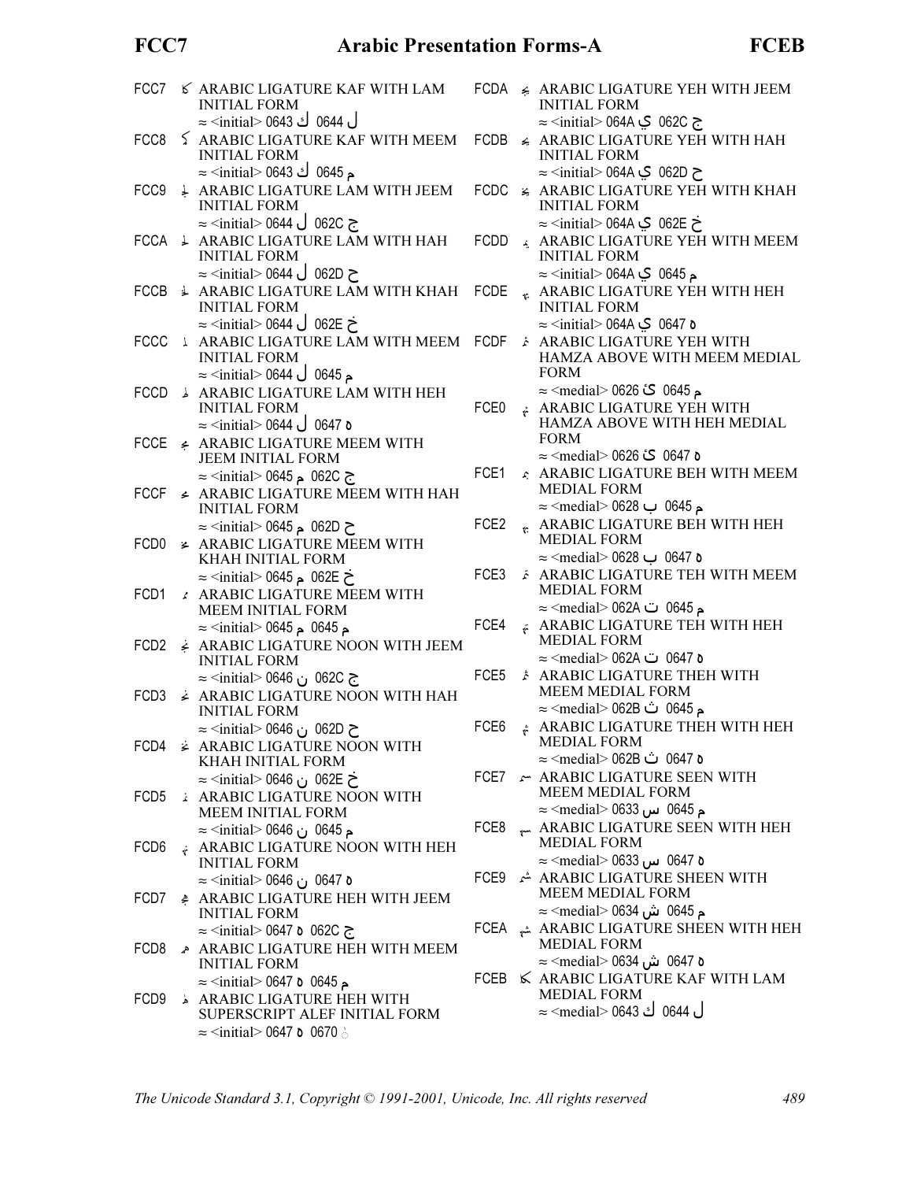FCC7 ﳇ ARABIC LIGATURE KAF WITH LAM INITIAL FORM
≈ <initial> 0643 ك 0644 ل

FCC8 ﳈ ARABIC LIGATURE KAF WITH MEEM INITIAL FORM
≈ <initial> 0643 ك 0645 م

FCC9 ﳉ ARABIC LIGATURE LAM WITH JEEM INITIAL FORM
≈ <initial> 0644 ل 062C ج

FCCA ﳊ ARABIC LIGATURE LAM WITH HAH INITIAL FORM
≈ <initial> 0644 ل 062D ح

FCCB ﳋ ARABIC LIGATURE LAM WITH KHAH INITIAL FORM
≈ <initial> 0644 ل 062E خ

FCCC ﳌ ARABIC LIGATURE LAM WITH MEEM INITIAL FORM
≈ <initial> 0644 ل 0645 م

FCCD ﳍ ARABIC LIGATURE LAM WITH HEH INITIAL FORM
≈ <initial> 0644 ل 0647 ه

FCCE ﳎ ARABIC LIGATURE MEEM WITH JEEM INITIAL FORM
≈ <initial> 0645 م 062C ج

FCCF ﳏ ARABIC LIGATURE MEEM WITH HAH INITIAL FORM
≈ <initial> 0645 م 062D ح

FCD0 ﳐ ARABIC LIGATURE MEEM WITH KHAH INITIAL FORM
≈ <initial> 0645 م 062E خ

FCD1 ﳑ ARABIC LIGATURE MEEM WITH MEEM INITIAL FORM
≈ <initial> 0645 م 0645 م

FCD2 ﳒ ARABIC LIGATURE NOON WITH JEEM INITIAL FORM
≈ <initial> 0646 ن 062C ج

FCD3 ﳓ ARABIC LIGATURE NOON WITH HAH INITIAL FORM
≈ <initial> 0646 ن 062D ح

FCD4 ﳔ ARABIC LIGATURE NOON WITH KHAH INITIAL FORM
≈ <initial> 0646 ن 062E خ

FCD5 ﳕ ARABIC LIGATURE NOON WITH MEEM INITIAL FORM
≈ <initial> 0646 ن 0645 م

FCD6 ﳖ ARABIC LIGATURE NOON WITH HEH INITIAL FORM
≈ <initial> 0646 ن 0647 ه

FCD7 ﳗ ARABIC LIGATURE HEH WITH JEEM INITIAL FORM
≈ <initial> 0647 ه 062C ج

FCD8 ﳘ ARABIC LIGATURE HEH WITH MEEM INITIAL FORM
≈ <initial> 0647 ه 0645 م

FCD9 ﳙ ARABIC LIGATURE HEH WITH SUPERSCRIPT ALEF INITIAL FORM
≈ <initial> 0647 ه 0670 ٰ

FCDA ﳚ ARABIC LIGATURE YEH WITH JEEM INITIAL FORM
≈ <initial> 064A ي 062C ج

FCDB ﳛ ARABIC LIGATURE YEH WITH HAH INITIAL FORM
≈ <initial> 064A ي 062D ح

FCDC ﳜ ARABIC LIGATURE YEH WITH KHAH INITIAL FORM
≈ <initial> 064A ي 062E خ

FCDD ﳝ ARABIC LIGATURE YEH WITH MEEM INITIAL FORM
≈ <initial> 064A ي 0645 م

FCDE ﳞ ARABIC LIGATURE YEH WITH HEH INITIAL FORM
≈ <initial> 064A ي 0647 ه

FCDF ﳟ ARABIC LIGATURE YEH WITH HAMZA ABOVE WITH MEEM MEDIAL FORM
≈ <medial> 0626 ئ 0645 م

FCE0 ﳠ ARABIC LIGATURE YEH WITH HAMZA ABOVE WITH HEH MEDIAL FORM
≈ <medial> 0626 ئ 0647 ه

FCE1 ﳡ ARABIC LIGATURE BEH WITH MEEM MEDIAL FORM
≈ <medial> 0628 ب 0645 م

FCE2 ﳢ ARABIC LIGATURE BEH WITH HEH MEDIAL FORM
≈ <medial> 0628 ب 0647 ه

FCE3 ﳣ ARABIC LIGATURE TEH WITH MEEM MEDIAL FORM
≈ <medial> 062A ت 0645 م

FCE4 ﳤ ARABIC LIGATURE TEH WITH HEH MEDIAL FORM
≈ <medial> 062A ت 0647 ه

FCE5 ﳥ ARABIC LIGATURE THEH WITH MEEM MEDIAL FORM
≈ <medial> 062B ث 0645 م

FCE6 ﳦ ARABIC LIGATURE THEH WITH HEH MEDIAL FORM
≈ <medial> 062B ث 0647 ه

FCE7 ﳧ ARABIC LIGATURE SEEN WITH MEEM MEDIAL FORM
≈ <medial> 0633 س 0645 م

FCE8 ﳨ ARABIC LIGATURE SEEN WITH HEH MEDIAL FORM
≈ <medial> 0633 س 0647 ه

FCE9 ﳩ ARABIC LIGATURE SHEEN WITH MEEM MEDIAL FORM
≈ <medial> 0634 ش 0645 م

FCEA ﳪ ARABIC LIGATURE SHEEN WITH HEH MEDIAL FORM
≈ <medial> 0634 ش 0647 ه

FCEB ﳫ ARABIC LIGATURE KAF WITH LAM MEDIAL FORM
≈ <medial> 0643 ك 0644 ل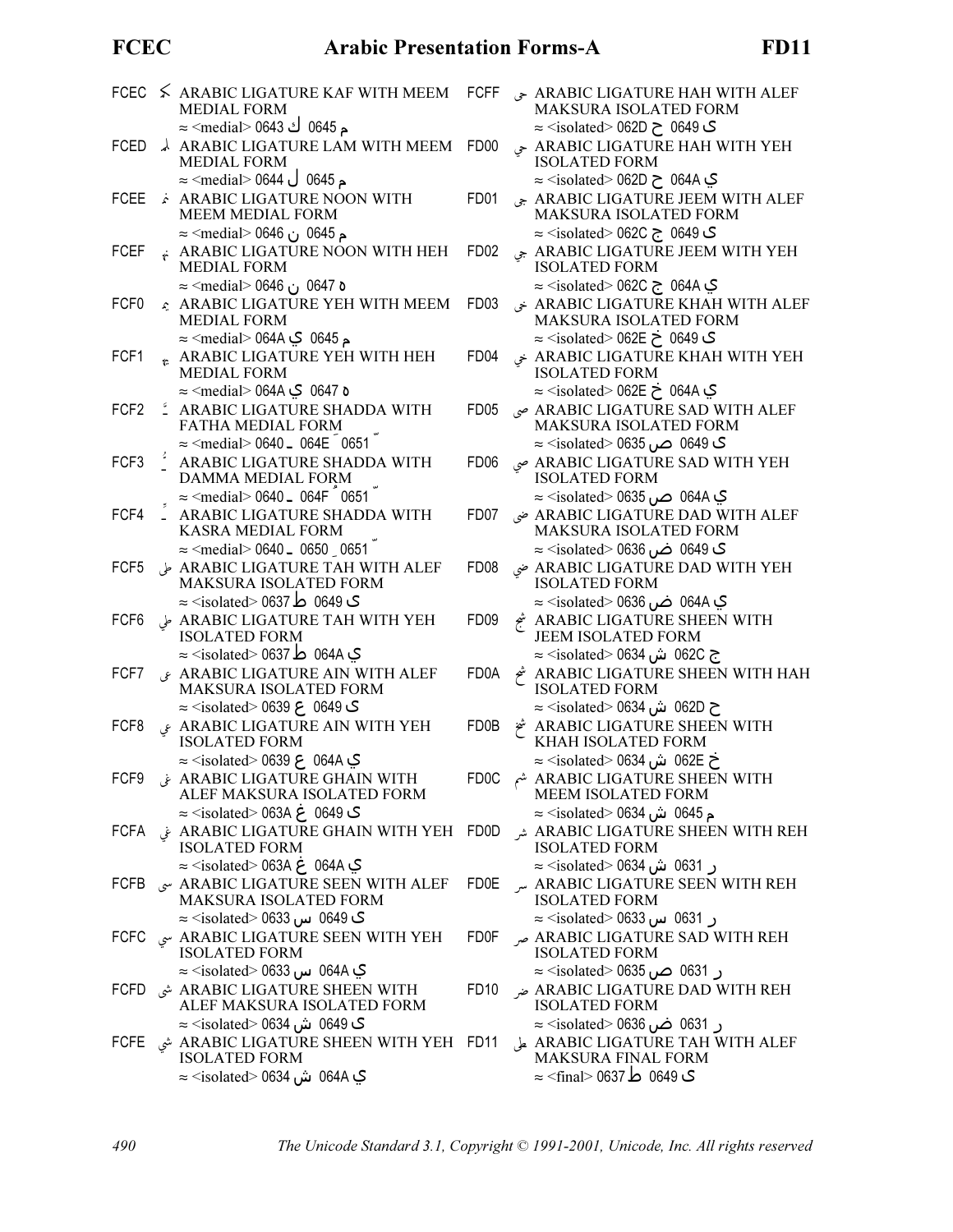FCEC ﳬ ARABIC LIGATURE KAF WITH MEEM MEDIAL FORM
≈ <medial> 0643 ك 0645 م

FCED ﳭ ARABIC LIGATURE LAM WITH MEEM MEDIAL FORM
≈ <medial> 0644 ل 0645 م

FCEE ﳮ ARABIC LIGATURE NOON WITH MEEM MEDIAL FORM
≈ <medial> 0646 ن 0645 م

FCEF ﳯ ARABIC LIGATURE NOON WITH HEH MEDIAL FORM
≈ <medial> 0646 ن 0647 ه

FCF0 ﳰ ARABIC LIGATURE YEH WITH MEEM MEDIAL FORM
≈ <medial> 064A ي 0645 م

FCF1 ﳱ ARABIC LIGATURE YEH WITH HEH MEDIAL FORM
≈ <medial> 064A ي 0647 ه

FCF2 ﳲ ARABIC LIGATURE SHADDA WITH FATHA MEDIAL FORM
≈ <medial> 0640 ـ 064E َ 0651 ّ

FCF3 ﳳ ARABIC LIGATURE SHADDA WITH DAMMA MEDIAL FORM
≈ <medial> 0640 ـ 064F ُ 0651 ّ

FCF4 ﳴ ARABIC LIGATURE SHADDA WITH KASRA MEDIAL FORM
≈ <medial> 0640 ـ 0650 ِ 0651 ّ

FCF5 ﳵ ARABIC LIGATURE TAH WITH ALEF MAKSURA ISOLATED FORM
≈ <isolated> 0637 ط 0649 ى

FCF6 ﳶ ARABIC LIGATURE TAH WITH YEH ISOLATED FORM
≈ <isolated> 0637 ط 064A ي

FCF7 ﳷ ARABIC LIGATURE AIN WITH ALEF MAKSURA ISOLATED FORM
≈ <isolated> 0639 ع 0649 ى

FCF8 ﳸ ARABIC LIGATURE AIN WITH YEH ISOLATED FORM
≈ <isolated> 0639 ع 064A ي

FCF9 ﳹ ARABIC LIGATURE GHAIN WITH ALEF MAKSURA ISOLATED FORM
≈ <isolated> 063A غ 0649 ى

FCFA ﳺ ARABIC LIGATURE GHAIN WITH YEH ISOLATED FORM
≈ <isolated> 063A غ 064A ي

FCFB ﳻ ARABIC LIGATURE SEEN WITH ALEF MAKSURA ISOLATED FORM
≈ <isolated> 0633 س 0649 ى

FCFC ﳼ ARABIC LIGATURE SEEN WITH YEH ISOLATED FORM
≈ <isolated> 0633 س 064A ي

FCFD ﳽ ARABIC LIGATURE SHEEN WITH ALEF MAKSURA ISOLATED FORM
≈ <isolated> 0634 ش 0649 ى

FCFE ﳾ ARABIC LIGATURE SHEEN WITH YEH ISOLATED FORM
≈ <isolated> 0634 ش 064A ي

FCFF ﳿ ARABIC LIGATURE HAH WITH ALEF MAKSURA ISOLATED FORM
≈ <isolated> 062D ح 0649 ى

FD00 ﴀ ARABIC LIGATURE HAH WITH YEH ISOLATED FORM
≈ <isolated> 062D ح 064A ي

FD01 ﴁ ARABIC LIGATURE JEEM WITH ALEF MAKSURA ISOLATED FORM
≈ <isolated> 062C ج 0649 ى

FD02 ﴂ ARABIC LIGATURE JEEM WITH YEH ISOLATED FORM
≈ <isolated> 062C ج 064A ي

FD03 ﴃ ARABIC LIGATURE KHAH WITH ALEF MAKSURA ISOLATED FORM
≈ <isolated> 062E خ 0649 ى

FD04 ﴄ ARABIC LIGATURE KHAH WITH YEH ISOLATED FORM
≈ <isolated> 062E خ 064A ي

FD05 ﴅ ARABIC LIGATURE SAD WITH ALEF MAKSURA ISOLATED FORM
≈ <isolated> 0635 ص 0649 ى

FD06 ﴆ ARABIC LIGATURE SAD WITH YEH ISOLATED FORM
≈ <isolated> 0635 ص 064A ي

FD07 ﴇ ARABIC LIGATURE DAD WITH ALEF MAKSURA ISOLATED FORM
≈ <isolated> 0636 ض 0649 ى

FD08 ﴈ ARABIC LIGATURE DAD WITH YEH ISOLATED FORM
≈ <isolated> 0636 ض 064A ي

FD09 ﴉ ARABIC LIGATURE SHEEN WITH JEEM ISOLATED FORM
≈ <isolated> 0634 ش 062C ج

FD0A ﴊ ARABIC LIGATURE SHEEN WITH HAH ISOLATED FORM
≈ <isolated> 0634 ش 062D ح

FD0B ﴋ ARABIC LIGATURE SHEEN WITH KHAH ISOLATED FORM
≈ <isolated> 0634 ش 062E خ

FD0C ﴌ ARABIC LIGATURE SHEEN WITH MEEM ISOLATED FORM
≈ <isolated> 0634 ش 0645 م

FD0D ﴍ ARABIC LIGATURE SHEEN WITH REH ISOLATED FORM
≈ <isolated> 0634 ش 0631 ر

FD0E ﴎ ARABIC LIGATURE SEEN WITH REH ISOLATED FORM
≈ <isolated> 0633 س 0631 ر

FD0F ﴏ ARABIC LIGATURE SAD WITH REH ISOLATED FORM
≈ <isolated> 0635 ص 0631 ر

FD10 ﴐ ARABIC LIGATURE DAD WITH REH ISOLATED FORM
≈ <isolated> 0636 ض 0631 ر

FD11 ﴑ ARABIC LIGATURE TAH WITH ALEF MAKSURA FINAL FORM
≈ <final> 0637 ط 0649 ى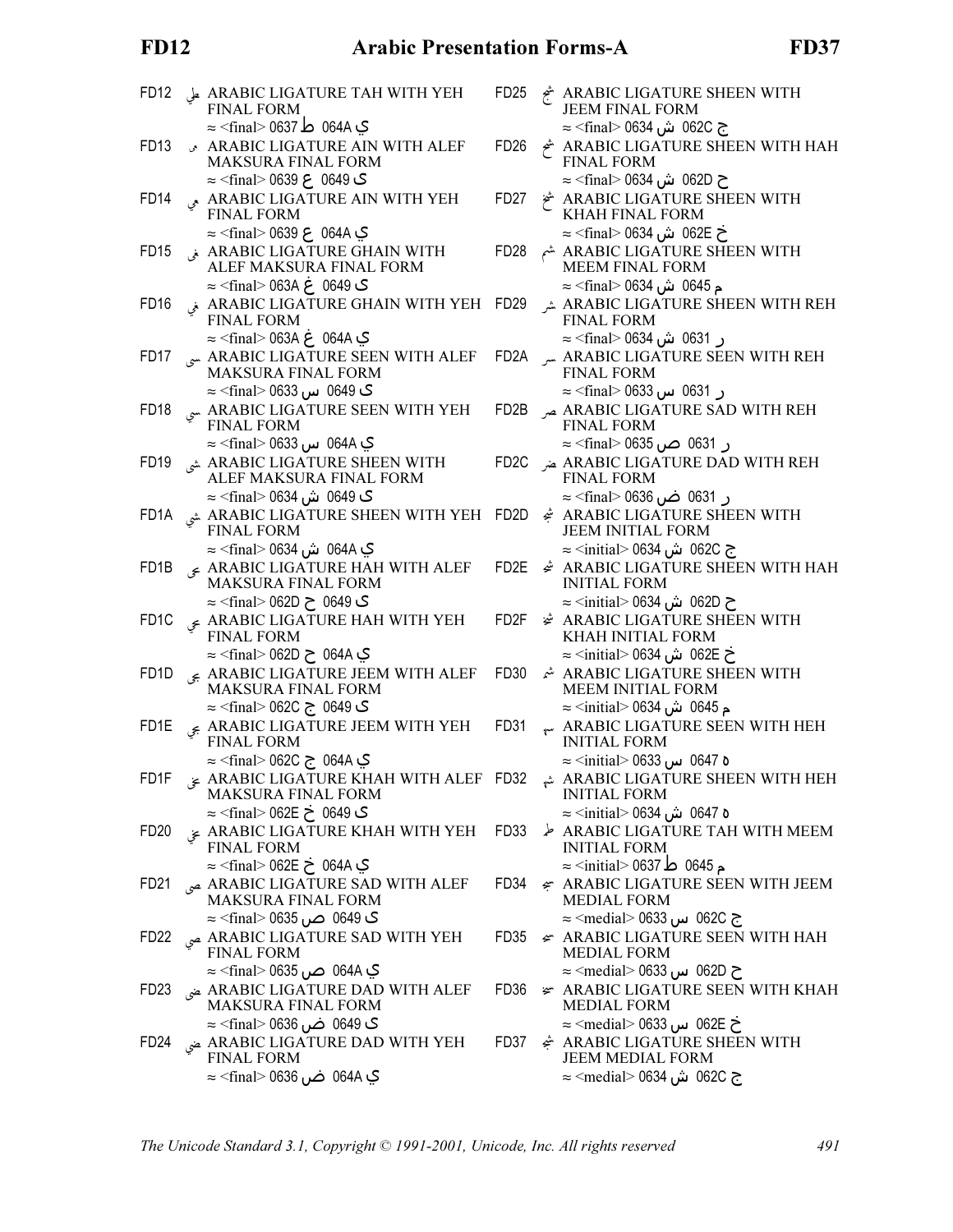FD12 ﲷ ARABIC LIGATURE TAH WITH YEH FINAL FORM
≈ <final> 0637 ط 064A ي

FD13 ﴓ ARABIC LIGATURE AIN WITH ALEF MAKSURA FINAL FORM
≈ <final> 0639 ع 0649 ى

FD14 ﴔ ARABIC LIGATURE AIN WITH YEH FINAL FORM
≈ <final> 0639 ع 064A ي

FD15 ﴕ ARABIC LIGATURE GHAIN WITH ALEF MAKSURA FINAL FORM
≈ <final> 063A غ 0649 ى

FD16 ﴖ ARABIC LIGATURE GHAIN WITH YEH FINAL FORM
≈ <final> 063A غ 064A ي

FD17 ﴗ ARABIC LIGATURE SEEN WITH ALEF MAKSURA FINAL FORM
≈ <final> 0633 س 0649 ى

FD18 ﴘ ARABIC LIGATURE SEEN WITH YEH FINAL FORM
≈ <final> 0633 س 064A ي

FD19 ﴙ ARABIC LIGATURE SHEEN WITH ALEF MAKSURA FINAL FORM
≈ <final> 0634 ش 0649 ى

FD1A ﴚ ARABIC LIGATURE SHEEN WITH YEH FINAL FORM
≈ <final> 0634 ش 064A ي

FD1B ﴛ ARABIC LIGATURE HAH WITH ALEF MAKSURA FINAL FORM
≈ <final> 062D ح 0649 ى

FD1C ﴜ ARABIC LIGATURE HAH WITH YEH FINAL FORM
≈ <final> 062D ح 064A ي

FD1D ﴝ ARABIC LIGATURE JEEM WITH ALEF MAKSURA FINAL FORM
≈ <final> 062C ج 0649 ى

FD1E ﴞ ARABIC LIGATURE JEEM WITH YEH FINAL FORM
≈ <final> 062C ج 064A ي

FD1F ﴟ ARABIC LIGATURE KHAH WITH ALEF MAKSURA FINAL FORM
≈ <final> 062E خ 0649 ى

FD20 ﴠ ARABIC LIGATURE KHAH WITH YEH FINAL FORM
≈ <final> 062E خ 064A ي

FD21 ﴡ ARABIC LIGATURE SAD WITH ALEF MAKSURA FINAL FORM
≈ <final> 0635 ص 0649 ى

FD22 ﴢ ARABIC LIGATURE SAD WITH YEH FINAL FORM
≈ <final> 0635 ص 064A ي

FD23 ﴣ ARABIC LIGATURE DAD WITH ALEF MAKSURA FINAL FORM
≈ <final> 0636 ض 0649 ى

FD24 ﴤ ARABIC LIGATURE DAD WITH YEH FINAL FORM
≈ <final> 0636 ض 064A ي

FD25 ﴥ ARABIC LIGATURE SHEEN WITH JEEM FINAL FORM
≈ <final> 0634 ش 062C ج

FD26 ﴦ ARABIC LIGATURE SHEEN WITH HAH FINAL FORM
≈ <final> 0634 ش 062D ح

FD27 ﴧ ARABIC LIGATURE SHEEN WITH KHAH FINAL FORM
≈ <final> 0634 ش 062E خ

FD28 ﴨ ARABIC LIGATURE SHEEN WITH MEEM FINAL FORM
≈ <final> 0634 ش 0645 م

FD29 ﴩ ARABIC LIGATURE SHEEN WITH REH FINAL FORM
≈ <final> 0634 ش 0631 ر

FD2A ﴪ ARABIC LIGATURE SEEN WITH REH FINAL FORM
≈ <final> 0633 س 0631 ر

FD2B ﴫ ARABIC LIGATURE SAD WITH REH FINAL FORM
≈ <final> 0635 ص 0631 ر

FD2C ﴬ ARABIC LIGATURE DAD WITH REH FINAL FORM
≈ <final> 0636 ض 0631 ر

FD2D ﴭ ARABIC LIGATURE SHEEN WITH JEEM INITIAL FORM
≈ <initial> 0634 ش 062C ج

FD2E ﴮ ARABIC LIGATURE SHEEN WITH HAH INITIAL FORM
≈ <initial> 0634 ش 062D ح

FD2F ﴯ ARABIC LIGATURE SHEEN WITH KHAH INITIAL FORM
≈ <initial> 0634 ش 062E خ

FD30 ﴰ ARABIC LIGATURE SHEEN WITH MEEM INITIAL FORM
≈ <initial> 0634 ش 0645 م

FD31 ﴱ ARABIC LIGATURE SEEN WITH HEH INITIAL FORM
≈ <initial> 0633 س 0647 ه

FD32 ﴲ ARABIC LIGATURE SHEEN WITH HEH INITIAL FORM
≈ <initial> 0634 ش 0647 ه

FD33 ﴳ ARABIC LIGATURE TAH WITH MEEM INITIAL FORM
≈ <initial> 0637 ط 0645 م

FD34 ﴴ ARABIC LIGATURE SEEN WITH JEEM MEDIAL FORM
≈ <medial> 0633 س 062C ج

FD35 ﴵ ARABIC LIGATURE SEEN WITH HAH MEDIAL FORM
≈ <medial> 0633 س 062D ح

FD36 ﴶ ARABIC LIGATURE SEEN WITH KHAH MEDIAL FORM
≈ <medial> 0633 س 062E خ

FD37 ﴷ ARABIC LIGATURE SHEEN WITH JEEM MEDIAL FORM
≈ <medial> 0634 ش 062C ج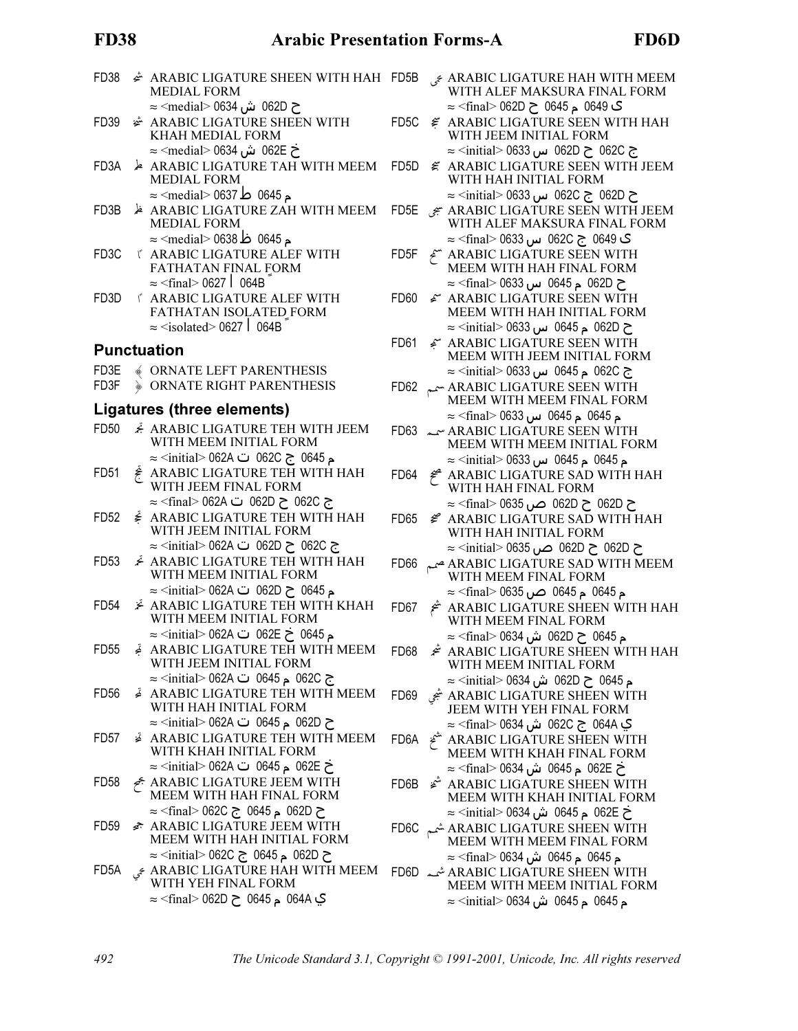FD38 ﶸ ARABIC LIGATURE SHEEN WITH HAH MEDIAL FORM
≈ <medial> 0634 ش 062D ح

FD39 ﶹ ARABIC LIGATURE SHEEN WITH KHAH MEDIAL FORM
≈ <medial> 0634 ش 062E خ

FD3A ﶺ ARABIC LIGATURE TAH WITH MEEM MEDIAL FORM
≈ <medial> 0637 ط 0645 م

FD3B ﶻ ARABIC LIGATURE ZAH WITH MEEM MEDIAL FORM
≈ <medial> 0638 ظ 0645 م

FD3C ﴼ ARABIC LIGATURE ALEF WITH FATHATAN FINAL FORM
≈ <final> 0627 ا 064B ً

FD3D ﴽ ARABIC LIGATURE ALEF WITH FATHATAN ISOLATED FORM
≈ <isolated> 0627 ا 064B ً

## Punctuation

FD3E ﴾ ORNATE LEFT PARENTHESIS

FD3F ﴿ ORNATE RIGHT PARENTHESIS

## Ligatures (three elements)

FD50 ﵐ ARABIC LIGATURE TEH WITH JEEM WITH MEEM INITIAL FORM
≈ <initial> 062A ت 062C ج 0645 م

FD51 ﵑ ARABIC LIGATURE TEH WITH HAH WITH JEEM FINAL FORM
≈ <final> 062A ت 062D ح 062C ج

FD52 ﵒ ARABIC LIGATURE TEH WITH HAH WITH JEEM INITIAL FORM
≈ <initial> 062A ت 062D ح 062C ج

FD53 ﵓ ARABIC LIGATURE TEH WITH HAH WITH MEEM INITIAL FORM
≈ <initial> 062A ت 062D ح 0645 م

FD54 ﵔ ARABIC LIGATURE TEH WITH KHAH WITH MEEM INITIAL FORM
≈ <initial> 062A ت 062E خ 0645 م

FD55 ﵕ ARABIC LIGATURE TEH WITH MEEM WITH JEEM INITIAL FORM
≈ <initial> 062A ت 0645 م 062C ج

FD56 ﵖ ARABIC LIGATURE TEH WITH MEEM WITH HAH INITIAL FORM
≈ <initial> 062A ت 0645 م 062D ح

FD57 ﵗ ARABIC LIGATURE TEH WITH MEEM WITH KHAH INITIAL FORM
≈ <initial> 062A ت 0645 م 062E خ

FD58 ﵘ ARABIC LIGATURE JEEM WITH MEEM WITH HAH FINAL FORM
≈ <final> 062C ج 0645 م 062D ح

FD59 ﵙ ARABIC LIGATURE JEEM WITH MEEM WITH HAH INITIAL FORM
≈ <initial> 062C ج 0645 م 062D ح

FD5A ﵚ ARABIC LIGATURE HAH WITH MEEM WITH YEH FINAL FORM
≈ <final> 062D ح 0645 م 064A ي

FD5B ﵛ ARABIC LIGATURE HAH WITH MEEM WITH ALEF MAKSURA FINAL FORM
≈ <final> 062D ح 0645 م 0649 ى

FD5C ﵜ ARABIC LIGATURE SEEN WITH HAH WITH JEEM INITIAL FORM
≈ <initial> 0633 س 062D ح 062C ج

FD5D ﵝ ARABIC LIGATURE SEEN WITH JEEM WITH HAH INITIAL FORM
≈ <initial> 0633 س 062C ج 062D ح

FD5E ﵞ ARABIC LIGATURE SEEN WITH JEEM WITH ALEF MAKSURA FINAL FORM
≈ <final> 0633 س 062C ج 0649 ى

FD5F ﵟ ARABIC LIGATURE SEEN WITH MEEM WITH HAH FINAL FORM
≈ <final> 0633 س 0645 م 062D ح

FD60 ﵠ ARABIC LIGATURE SEEN WITH MEEM WITH HAH INITIAL FORM
≈ <initial> 0633 س 0645 م 062D ح

FD61 ﵡ ARABIC LIGATURE SEEN WITH MEEM WITH JEEM INITIAL FORM
≈ <initial> 0633 س 0645 م 062C ج

FD62 ﵢ ARABIC LIGATURE SEEN WITH MEEM WITH MEEM FINAL FORM
≈ <final> 0633 س 0645 م 0645 م

FD63 ﵣ ARABIC LIGATURE SEEN WITH MEEM WITH MEEM INITIAL FORM
≈ <initial> 0633 س 0645 م 0645 م

FD64 ﵤ ARABIC LIGATURE SAD WITH HAH WITH HAH FINAL FORM
≈ <final> 0635 ص 062D ح 062D ح

FD65 ﵥ ARABIC LIGATURE SAD WITH HAH WITH HAH INITIAL FORM
≈ <initial> 0635 ص 062D ح 062D ح

FD66 ﵦ ARABIC LIGATURE SAD WITH MEEM WITH MEEM FINAL FORM
≈ <final> 0635 ص 0645 م 0645 م

FD67 ﵧ ARABIC LIGATURE SHEEN WITH HAH WITH MEEM FINAL FORM
≈ <final> 0634 ش 062D ح 0645 م

FD68 ﵨ ARABIC LIGATURE SHEEN WITH HAH WITH MEEM INITIAL FORM
≈ <initial> 0634 ش 062D ح 0645 م

FD69 ﵩ ARABIC LIGATURE SHEEN WITH JEEM WITH YEH FINAL FORM
≈ <final> 0634 ش 062C ج 064A ي

FD6A ﵪ ARABIC LIGATURE SHEEN WITH MEEM WITH KHAH FINAL FORM
≈ <final> 0634 ش 0645 م 062E خ

FD6B ﵫ ARABIC LIGATURE SHEEN WITH MEEM WITH KHAH INITIAL FORM
≈ <initial> 0634 ش 0645 م 062E خ

FD6C ﵬ ARABIC LIGATURE SHEEN WITH MEEM WITH MEEM FINAL FORM
≈ <final> 0634 ش 0645 م 0645 م

FD6D ﵭ ARABIC LIGATURE SHEEN WITH MEEM WITH MEEM INITIAL FORM
≈ <initial> 0634 ش 0645 م 0645 م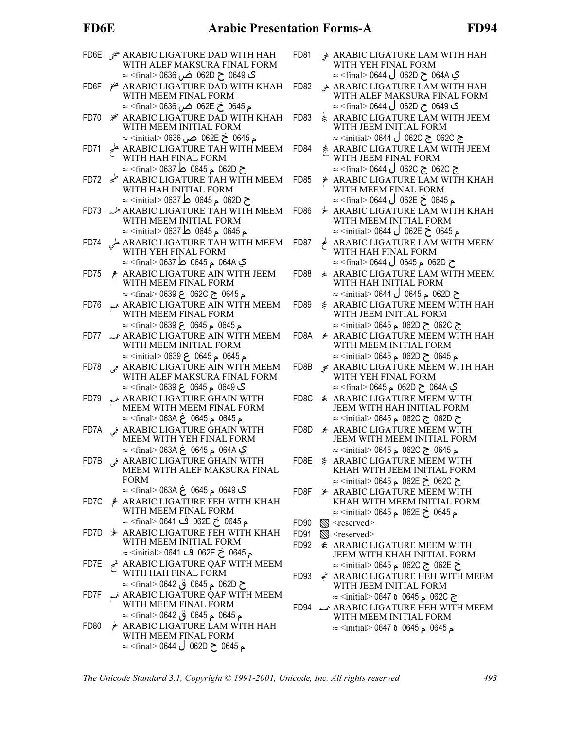FD6E ﶀ ARABIC LIGATURE DAD WITH HAH WITH ALEF MAKSURA FINAL FORM
≈ <final> 0636 ض 062D ح 0649 ى

FD6F ARABIC LIGATURE DAD WITH KHAH WITH MEEM FINAL FORM
≈ <final> 0636 ض 062E خ 0645 م

FD70 ARABIC LIGATURE DAD WITH KHAH WITH MEEM INITIAL FORM
≈ <initial> 0636 ض 062E خ 0645 م

FD71 ARABIC LIGATURE TAH WITH MEEM WITH HAH FINAL FORM
≈ <final> 0637 ط 0645 م 062D ح

FD72 ARABIC LIGATURE TAH WITH MEEM WITH HAH INITIAL FORM
≈ <initial> 0637 ط 0645 م 062D ح

FD73 ARABIC LIGATURE TAH WITH MEEM WITH MEEM INITIAL FORM
≈ <initial> 0637 ط 0645 م 0645 م

FD74 ARABIC LIGATURE TAH WITH MEEM WITH YEH FINAL FORM
≈ <final> 0637 ط 0645 م 064A ي

FD75 ARABIC LIGATURE AIN WITH JEEM WITH MEEM FINAL FORM
≈ <final> 0639 ع 062C ج 0645 م

FD76 ARABIC LIGATURE AIN WITH MEEM WITH MEEM FINAL FORM
≈ <final> 0639 ع 0645 م 0645 م

FD77 ARABIC LIGATURE AIN WITH MEEM WITH MEEM INITIAL FORM
≈ <initial> 0639 ع 0645 م 0645 م

FD78 ARABIC LIGATURE AIN WITH MEEM WITH ALEF MAKSURA FINAL FORM
≈ <final> 0639 ع 0645 م 0649 ى

FD79 ARABIC LIGATURE GHAIN WITH MEEM WITH MEEM FINAL FORM
≈ <final> 063A غ 0645 م 0645 م

FD7A ARABIC LIGATURE GHAIN WITH MEEM WITH YEH FINAL FORM
≈ <final> 063A غ 0645 م 064A ي

FD7B ARABIC LIGATURE GHAIN WITH MEEM WITH ALEF MAKSURA FINAL FORM
≈ <final> 063A غ 0645 م 0649 ى

FD7C ARABIC LIGATURE FEH WITH KHAH WITH MEEM FINAL FORM
≈ <final> 0641 ف 062E خ 0645 م

FD7D ARABIC LIGATURE FEH WITH KHAH WITH MEEM INITIAL FORM
≈ <initial> 0641 ف 062E خ 0645 م

FD7E ARABIC LIGATURE QAF WITH MEEM WITH HAH FINAL FORM
≈ <final> 0642 ق 0645 م 062D ح

FD7F ARABIC LIGATURE QAF WITH MEEM WITH MEEM FINAL FORM
≈ <final> 0642 ق 0645 م 0645 م

FD80 ARABIC LIGATURE LAM WITH HAH WITH MEEM FINAL FORM
≈ <final> 0644 ل 062D ح 0645 م

FD81 ARABIC LIGATURE LAM WITH HAH WITH YEH FINAL FORM
≈ <final> 0644 ل 062D ح 064A ي

FD82 ARABIC LIGATURE LAM WITH HAH WITH ALEF MAKSURA FINAL FORM
≈ <final> 0644 ل 062D ح 0649 ى

FD83 ARABIC LIGATURE LAM WITH JEEM WITH JEEM INITIAL FORM
≈ <initial> 0644 ل 062C ج 062C ج

FD84 ARABIC LIGATURE LAM WITH JEEM WITH JEEM FINAL FORM
≈ <final> 0644 ل 062C ج 062C ج

FD85 ARABIC LIGATURE LAM WITH KHAH WITH MEEM FINAL FORM
≈ <final> 0644 ل 062E خ 0645 م

FD86 ARABIC LIGATURE LAM WITH KHAH WITH MEEM INITIAL FORM
≈ <initial> 0644 ل 062E خ 0645 م

FD87 ARABIC LIGATURE LAM WITH MEEM WITH HAH FINAL FORM
≈ <final> 0644 ل 0645 م 062D ح

FD88 ARABIC LIGATURE LAM WITH MEEM WITH HAH INITIAL FORM
≈ <initial> 0644 ل 0645 م 062D ح

FD89 ARABIC LIGATURE MEEM WITH HAH WITH JEEM INITIAL FORM
≈ <initial> 0645 م 062D ح 062C ج

FD8A ARABIC LIGATURE MEEM WITH HAH WITH MEEM INITIAL FORM
≈ <initial> 0645 م 062D ح 0645 م

FD8B ARABIC LIGATURE MEEM WITH HAH WITH YEH FINAL FORM
≈ <final> 0645 م 062D ح 064A ي

FD8C ARABIC LIGATURE MEEM WITH JEEM WITH HAH INITIAL FORM
≈ <initial> 0645 م 062C ج 062D ح

FD8D ARABIC LIGATURE MEEM WITH JEEM WITH MEEM INITIAL FORM
≈ <initial> 0645 م 062C ج 0645 م

FD8E ARABIC LIGATURE MEEM WITH KHAH WITH JEEM INITIAL FORM
≈ <initial> 0645 م 062E خ 062C ج

FD8F ARABIC LIGATURE MEEM WITH KHAH WITH MEEM INITIAL FORM
≈ <initial> 0645 م 062E خ 0645 م

FD90 <reserved>

FD91 <reserved>

FD92 ARABIC LIGATURE MEEM WITH JEEM WITH KHAH INITIAL FORM
≈ <initial> 0645 م 062C ج 062E خ

FD93 ARABIC LIGATURE HEH WITH MEEM WITH JEEM INITIAL FORM
≈ <initial> 0647 ه 0645 م 062C ج

FD94 ARABIC LIGATURE HEH WITH MEEM WITH MEEM INITIAL FORM
≈ <initial> 0647 ه 0645 م 0645 م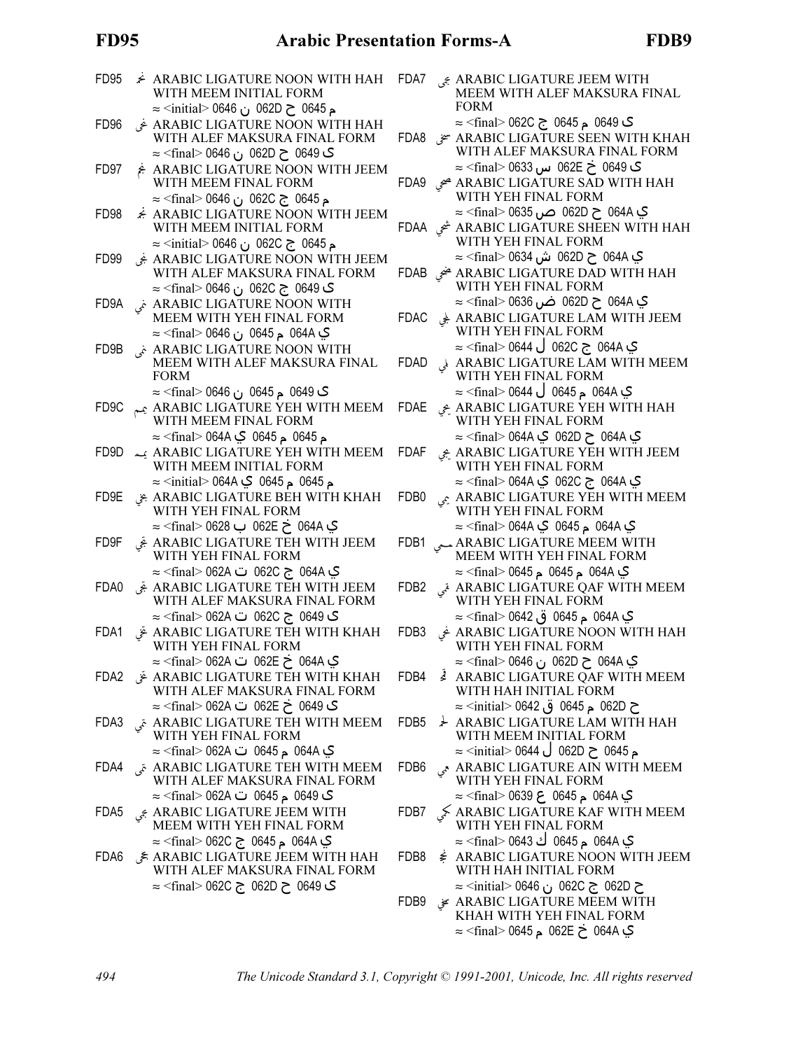FD95 ﶕ ARABIC LIGATURE NOON WITH HAH WITH MEEM INITIAL FORM
≈ <initial> 0646 ن 062D ح 0645 م

FD96 ﶖ ARABIC LIGATURE NOON WITH HAH WITH ALEF MAKSURA FINAL FORM
≈ <final> 0646 ن 062D ح 0649 ى

FD97 ﶗ ARABIC LIGATURE NOON WITH JEEM WITH MEEM FINAL FORM
≈ <final> 0646 ن 062C ج 0645 م

FD98 ﶘ ARABIC LIGATURE NOON WITH JEEM WITH MEEM INITIAL FORM
≈ <initial> 0646 ن 062C ج 0645 م

FD99 ﶙ ARABIC LIGATURE NOON WITH JEEM WITH ALEF MAKSURA FINAL FORM
≈ <final> 0646 ن 062C ج 0649 ى

FD9A ﶚ ARABIC LIGATURE NOON WITH MEEM WITH YEH FINAL FORM
≈ <final> 0646 ن 0645 م 064A ي

FD9B ﶛ ARABIC LIGATURE NOON WITH MEEM WITH ALEF MAKSURA FINAL FORM
≈ <final> 0646 ن 0645 م 0649 ى

FD9C ﶜ ARABIC LIGATURE YEH WITH MEEM WITH MEEM FINAL FORM
≈ <final> 064A ي 0645 م 0645 م

FD9D ﶝ ARABIC LIGATURE YEH WITH MEEM WITH MEEM INITIAL FORM
≈ <initial> 064A ي 0645 م 0645 م

FD9E ﶞ ARABIC LIGATURE BEH WITH KHAH WITH YEH FINAL FORM
≈ <final> 0628 ب 062E خ 064A ي

FD9F ﶟ ARABIC LIGATURE TEH WITH JEEM WITH YEH FINAL FORM
≈ <final> 062A ت 062C ج 064A ي

FDA0 ﶠ ARABIC LIGATURE TEH WITH JEEM WITH ALEF MAKSURA FINAL FORM
≈ <final> 062A ت 062C ج 0649 ى

FDA1 ﶡ ARABIC LIGATURE TEH WITH KHAH WITH YEH FINAL FORM
≈ <final> 062A ت 062E خ 064A ي

FDA2 ﶢ ARABIC LIGATURE TEH WITH KHAH WITH ALEF MAKSURA FINAL FORM
≈ <final> 062A ت 062E خ 0649 ى

FDA3 ﶣ ARABIC LIGATURE TEH WITH MEEM WITH YEH FINAL FORM
≈ <final> 062A ت 0645 م 064A ي

FDA4 ﶤ ARABIC LIGATURE TEH WITH MEEM WITH ALEF MAKSURA FINAL FORM
≈ <final> 062A ت 0645 م 0649 ى

FDA5 ﶥ ARABIC LIGATURE JEEM WITH MEEM WITH YEH FINAL FORM
≈ <final> 062C ج 0645 م 064A ي

FDA6 ﶦ ARABIC LIGATURE JEEM WITH HAH WITH ALEF MAKSURA FINAL FORM
≈ <final> 062C ج 062D ح 0649 ى

FDA7 ﶧ ARABIC LIGATURE JEEM WITH MEEM WITH ALEF MAKSURA FINAL FORM
≈ <final> 062C ج 0645 م 0649 ى

FDA8 ﶨ ARABIC LIGATURE SEEN WITH KHAH WITH ALEF MAKSURA FINAL FORM
≈ <final> 0633 س 062E خ 0649 ى

FDA9 ﶩ ARABIC LIGATURE SAD WITH HAH WITH YEH FINAL FORM
≈ <final> 0635 ص 062D ح 064A ي

FDAA ﶪ ARABIC LIGATURE SHEEN WITH HAH WITH YEH FINAL FORM
≈ <final> 0634 ش 062D ح 064A ي

FDAB ﶫ ARABIC LIGATURE DAD WITH HAH WITH YEH FINAL FORM
≈ <final> 0636 ض 062D ح 064A ي

FDAC ﶬ ARABIC LIGATURE LAM WITH JEEM WITH YEH FINAL FORM
≈ <final> 0644 ل 062C ج 064A ي

FDAD ﶭ ARABIC LIGATURE LAM WITH MEEM WITH YEH FINAL FORM
≈ <final> 0644 ل 0645 م 064A ي

FDAE ﶮ ARABIC LIGATURE YEH WITH HAH WITH YEH FINAL FORM
≈ <final> 064A ي 062D ح 064A ي

FDAF ﶯ ARABIC LIGATURE YEH WITH JEEM WITH YEH FINAL FORM
≈ <final> 064A ي 062C ج 064A ي

FDB0 ﶰ ARABIC LIGATURE YEH WITH MEEM WITH YEH FINAL FORM
≈ <final> 064A ي 0645 م 064A ي

FDB1 ﶱ ARABIC LIGATURE MEEM WITH MEEM WITH YEH FINAL FORM
≈ <final> 0645 م 0645 م 064A ي

FDB2 ﶲ ARABIC LIGATURE QAF WITH MEEM WITH YEH FINAL FORM
≈ <final> 0642 ق 0645 م 064A ي

FDB3 ﶳ ARABIC LIGATURE NOON WITH HAH WITH YEH FINAL FORM
≈ <final> 0646 ن 062D ح 064A ي

FDB4 ﶴ ARABIC LIGATURE QAF WITH MEEM WITH HAH INITIAL FORM
≈ <initial> 0642 ق 0645 م 062D ح

FDB5 ﶵ ARABIC LIGATURE LAM WITH HAH WITH MEEM INITIAL FORM
≈ <initial> 0644 ل 062D ح 0645 م

FDB6 ﶶ ARABIC LIGATURE AIN WITH MEEM WITH YEH FINAL FORM
≈ <final> 0639 ع 0645 م 064A ي

FDB7 ﶷ ARABIC LIGATURE KAF WITH MEEM WITH YEH FINAL FORM
≈ <final> 0643 ك 0645 م 064A ي

FDB8 ﶸ ARABIC LIGATURE NOON WITH JEEM WITH HAH INITIAL FORM
≈ <initial> 0646 ن 062C ج 062D ح

FDB9 ﶹ ARABIC LIGATURE MEEM WITH KHAH WITH YEH FINAL FORM
≈ <final> 0645 م 062E خ 064A ي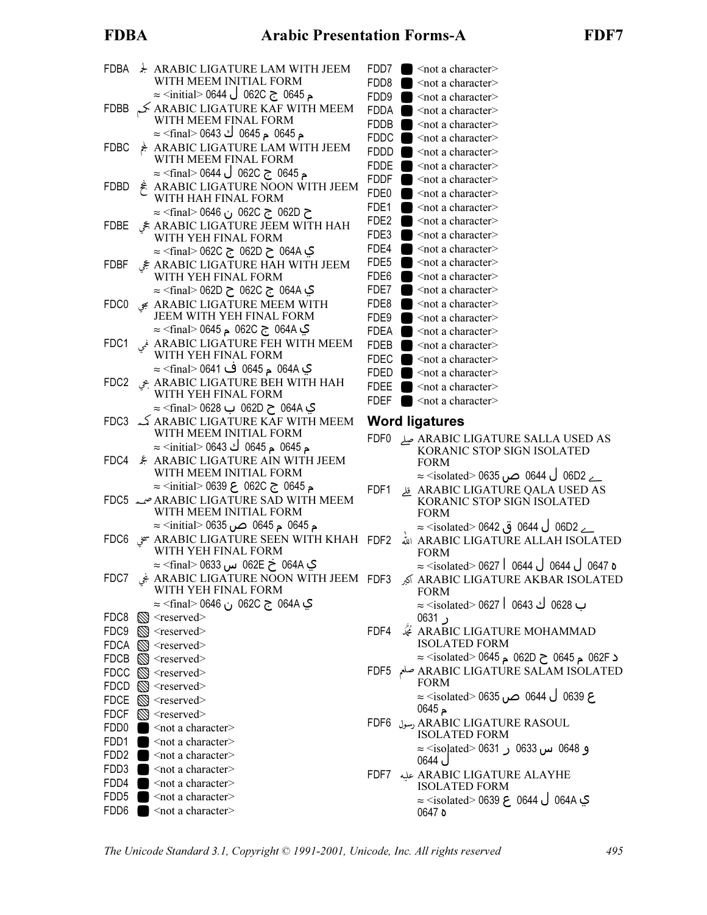FDBA ﶺ ARABIC LIGATURE LAM WITH JEEM WITH MEEM INITIAL FORM
≈ <initial> 0644 ل 062C ج 0645 م

FDBB ﶻ ARABIC LIGATURE KAF WITH MEEM WITH MEEM FINAL FORM
≈ <final> 0643 ك 0645 م 0645 م

FDBC ﶼ ARABIC LIGATURE LAM WITH JEEM WITH MEEM FINAL FORM
≈ <final> 0644 ل 062C ج 0645 م

FDBD ﶽ ARABIC LIGATURE NOON WITH JEEM WITH HAH FINAL FORM
≈ <final> 0646 ن 062C ج 062D ح

FDBE ﶾ ARABIC LIGATURE JEEM WITH HAH WITH YEH FINAL FORM
≈ <final> 062C ج 062D ح 064A ي

FDBF ﶿ ARABIC LIGATURE HAH WITH JEEM WITH YEH FINAL FORM
≈ <final> 062D ح 062C ج 064A ي

FDC0 ﷀ ARABIC LIGATURE MEEM WITH JEEM WITH YEH FINAL FORM
≈ <final> 0645 م 062C ج 064A ي

FDC1 ﷁ ARABIC LIGATURE FEH WITH MEEM WITH YEH FINAL FORM
≈ <final> 0641 ف 0645 م 064A ي

FDC2 ﷂ ARABIC LIGATURE BEH WITH HAH WITH YEH FINAL FORM
≈ <final> 0628 ب 062D ح 064A ي

FDC3 ﷃ ARABIC LIGATURE KAF WITH MEEM WITH MEEM INITIAL FORM
≈ <initial> 0643 ك 0645 م 0645 م

FDC4 ﷄ ARABIC LIGATURE AIN WITH JEEM WITH MEEM INITIAL FORM
≈ <initial> 0639 ع 062C ج 0645 م

FDC5 ﷅ ARABIC LIGATURE SAD WITH MEEM WITH MEEM INITIAL FORM
≈ <initial> 0635 ص 0645 م 0645 م

FDC6 ﷆ ARABIC LIGATURE SEEN WITH KHAH WITH YEH FINAL FORM
≈ <final> 0633 س 062E خ 064A ي

FDC7 ﷇ ARABIC LIGATURE NOON WITH JEEM WITH YEH FINAL FORM
≈ <final> 0646 ن 062C ج 064A ي

FDC8 <reserved>
FDC9 <reserved>
FDCA <reserved>
FDCB <reserved>
FDCC <reserved>
FDCD <reserved>
FDCE <reserved>
FDCF <reserved>
FDD0 <not a character>
FDD1 <not a character>
FDD2 <not a character>
FDD3 <not a character>
FDD4 <not a character>
FDD5 <not a character>
FDD6 <not a character>
FDD7 <not a character>
FDD8 <not a character>
FDD9 <not a character>
FDDA <not a character>
FDDB <not a character>
FDDC <not a character>
FDDD <not a character>
FDDE <not a character>
FDDF <not a character>
FDE0 <not a character>
FDE1 <not a character>
FDE2 <not a character>
FDE3 <not a character>
FDE4 <not a character>
FDE5 <not a character>
FDE6 <not a character>
FDE7 <not a character>
FDE8 <not a character>
FDE9 <not a character>
FDEA <not a character>
FDEB <not a character>
FDEC <not a character>
FDED <not a character>
FDEE <not a character>
FDEF <not a character>

## Word ligatures

FDF0 ﷰ ARABIC LIGATURE SALLA USED AS KORANIC STOP SIGN ISOLATED FORM
≈ <isolated> 0635 ص 0644 ل 06D2 ے

FDF1 ﷱ ARABIC LIGATURE QALA USED AS KORANIC STOP SIGN ISOLATED FORM
≈ <isolated> 0642 ق 0644 ل 06D2 ے

FDF2 ﷲ ARABIC LIGATURE ALLAH ISOLATED FORM
≈ <isolated> 0627 ا 0644 ل 0644 ل 0647 ه

FDF3 ﷳ ARABIC LIGATURE AKBAR ISOLATED FORM
≈ <isolated> 0627 ا 0643 ك 0628 ب 0631 ر

FDF4 ﷴ ARABIC LIGATURE MOHAMMAD ISOLATED FORM
≈ <isolated> 0645 م 062D ح 0645 م 062F د

FDF5 ﷵ ARABIC LIGATURE SALAM ISOLATED FORM
≈ <isolated> 0635 ص 0644 ل 0639 ع 0645 م

FDF6 ﷶ ARABIC LIGATURE RASOUL ISOLATED FORM
≈ <isolated> 0631 ر 0633 س 0648 و 0644 ل

FDF7 ﷷ ARABIC LIGATURE ALAYHE ISOLATED FORM
≈ <isolated> 0639 ع 0644 ل 064A ي 0647 ه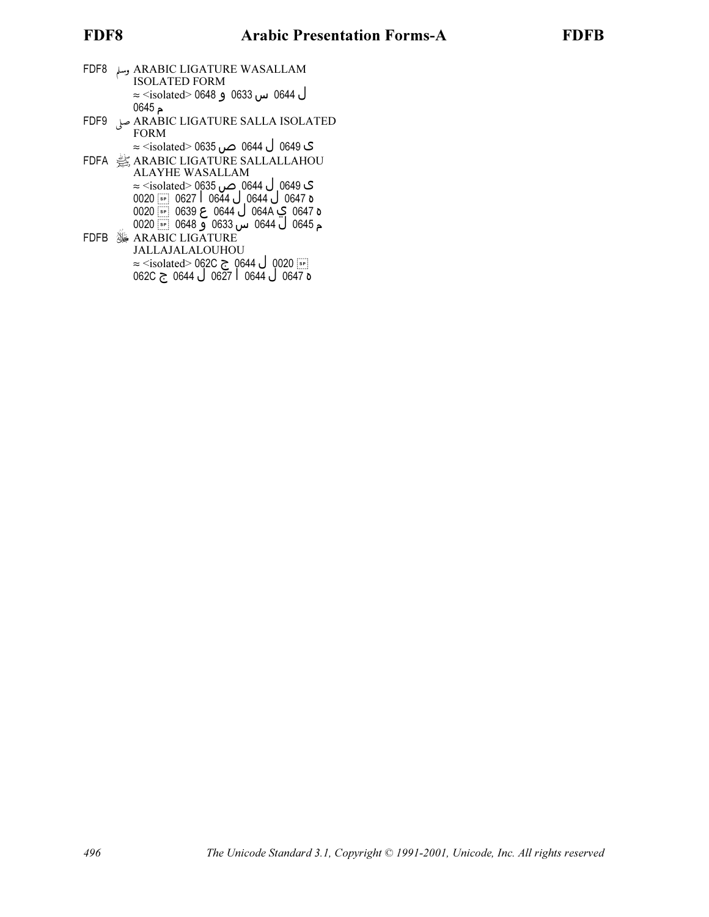FDF8 وسلم ARABIC LIGATURE WASALLAM ISOLATED FORM
≈ <isolated> 0648 و 0633 س 0644 ل 0645 م

FDF9 صلى ARABIC LIGATURE SALLA ISOLATED FORM
≈ <isolated> 0635 ص 0644 ل 0649 ى

FDFA ﷺ ARABIC LIGATURE SALLALLAHOU ALAYHE WASALLAM
≈ <isolated> 0635 ص 0644 ل 0649 ى 0020 SP 0627 ا 0644 ل 0644 ل 0647 ه 0020 SP 0639 ع 0644 ل 064A ي 0647 ه 0020 SP 0648 و 0633 س 0644 ل 0645 م

FDFB ﷻ ARABIC LIGATURE JALLAJALALOUHOU
≈ <isolated> 062C ج 0644 ل 0020 SP 062C ج 0644 ل 0627 ا 0644 ل 0647 ه